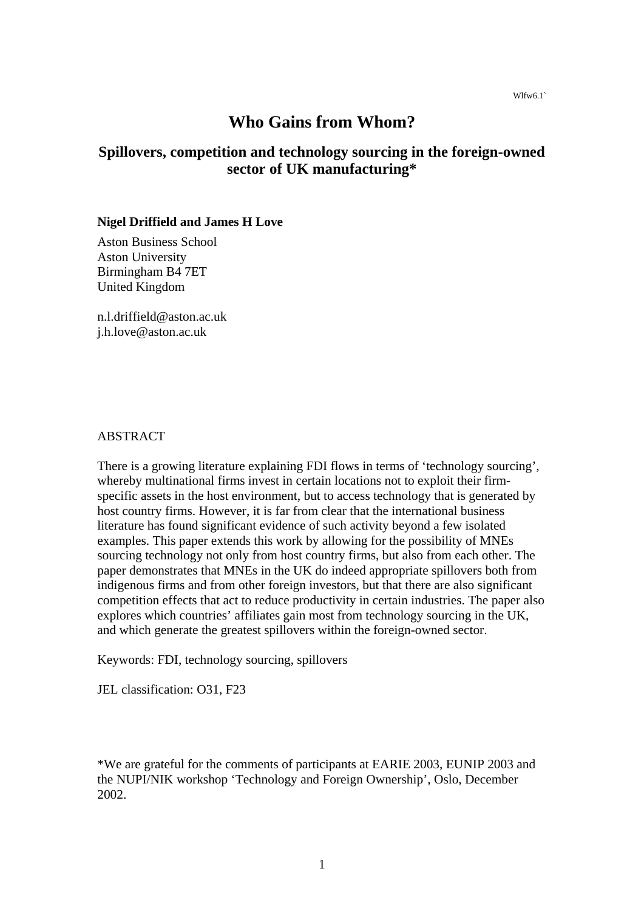Wlfw6.1`

# Who Gains from Whom?

## Spillovers, competition and technology sourcing in the foreign-owned sector of UK manufacturing*

**Nigel Driffield and James H Love**

Aston Business School
Aston University
Birmingham B4 7ET
United Kingdom

n.l.driffield@aston.ac.uk
j.h.love@aston.ac.uk

ABSTRACT

There is a growing literature explaining FDI flows in terms of 'technology sourcing', whereby multinational firms invest in certain locations not to exploit their firm-specific assets in the host environment, but to access technology that is generated by host country firms. However, it is far from clear that the international business literature has found significant evidence of such activity beyond a few isolated examples. This paper extends this work by allowing for the possibility of MNEs sourcing technology not only from host country firms, but also from each other. The paper demonstrates that MNEs in the UK do indeed appropriate spillovers both from indigenous firms and from other foreign investors, but that there are also significant competition effects that act to reduce productivity in certain industries. The paper also explores which countries' affiliates gain most from technology sourcing in the UK, and which generate the greatest spillovers within the foreign-owned sector.

Keywords: FDI, technology sourcing, spillovers

JEL classification: O31, F23

*We are grateful for the comments of participants at EARIE 2003, EUNIP 2003 and the NUPI/NIK workshop 'Technology and Foreign Ownership', Oslo, December 2002.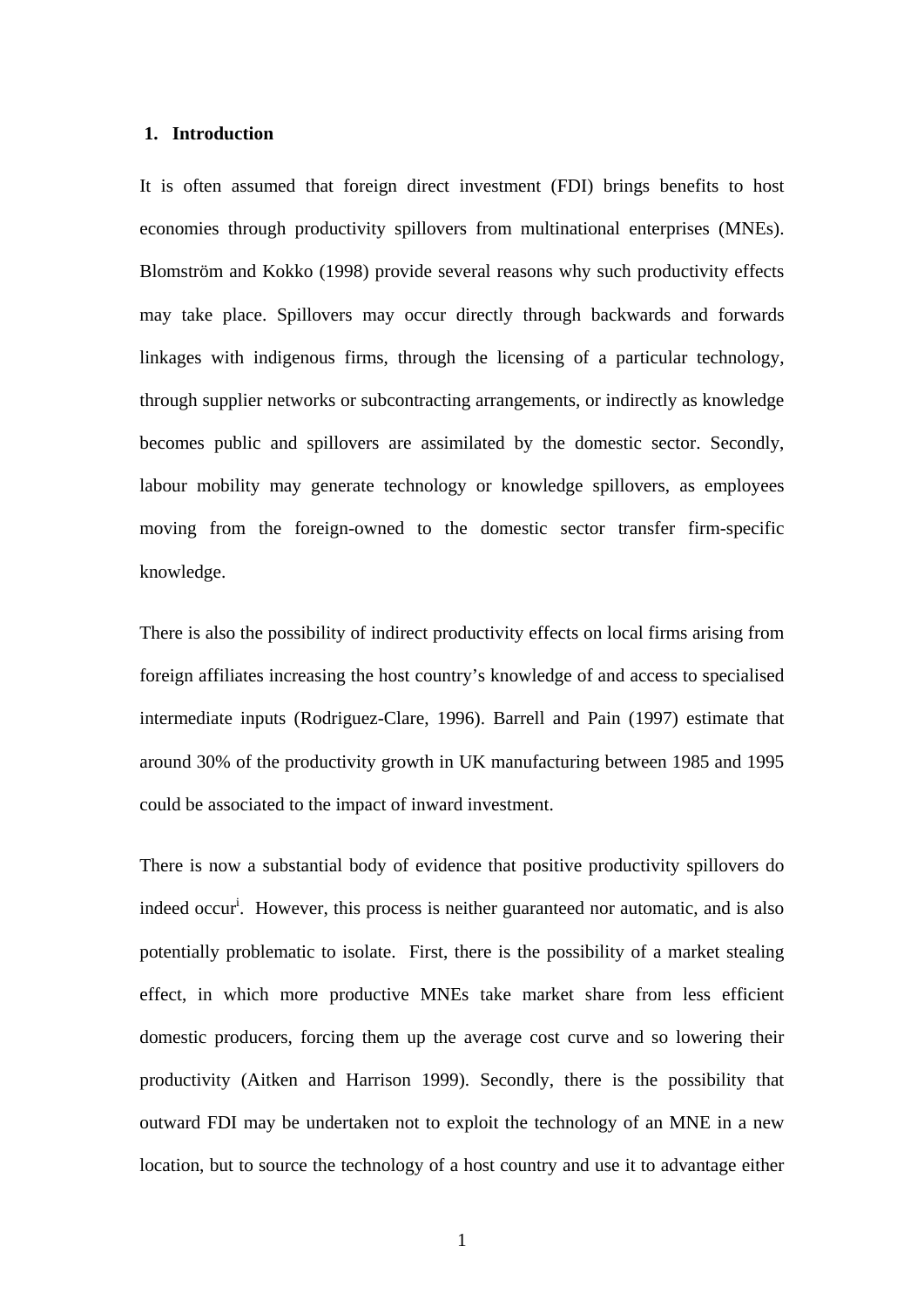## 1. Introduction

It is often assumed that foreign direct investment (FDI) brings benefits to host economies through productivity spillovers from multinational enterprises (MNEs). Blomström and Kokko (1998) provide several reasons why such productivity effects may take place. Spillovers may occur directly through backwards and forwards linkages with indigenous firms, through the licensing of a particular technology, through supplier networks or subcontracting arrangements, or indirectly as knowledge becomes public and spillovers are assimilated by the domestic sector. Secondly, labour mobility may generate technology or knowledge spillovers, as employees moving from the foreign-owned to the domestic sector transfer firm-specific knowledge.

There is also the possibility of indirect productivity effects on local firms arising from foreign affiliates increasing the host country's knowledge of and access to specialised intermediate inputs (Rodriguez-Clare, 1996). Barrell and Pain (1997) estimate that around 30% of the productivity growth in UK manufacturing between 1985 and 1995 could be associated to the impact of inward investment.

There is now a substantial body of evidence that positive productivity spillovers do indeed occur[i]. However, this process is neither guaranteed nor automatic, and is also potentially problematic to isolate. First, there is the possibility of a market stealing effect, in which more productive MNEs take market share from less efficient domestic producers, forcing them up the average cost curve and so lowering their productivity (Aitken and Harrison 1999). Secondly, there is the possibility that outward FDI may be undertaken not to exploit the technology of an MNE in a new location, but to source the technology of a host country and use it to advantage either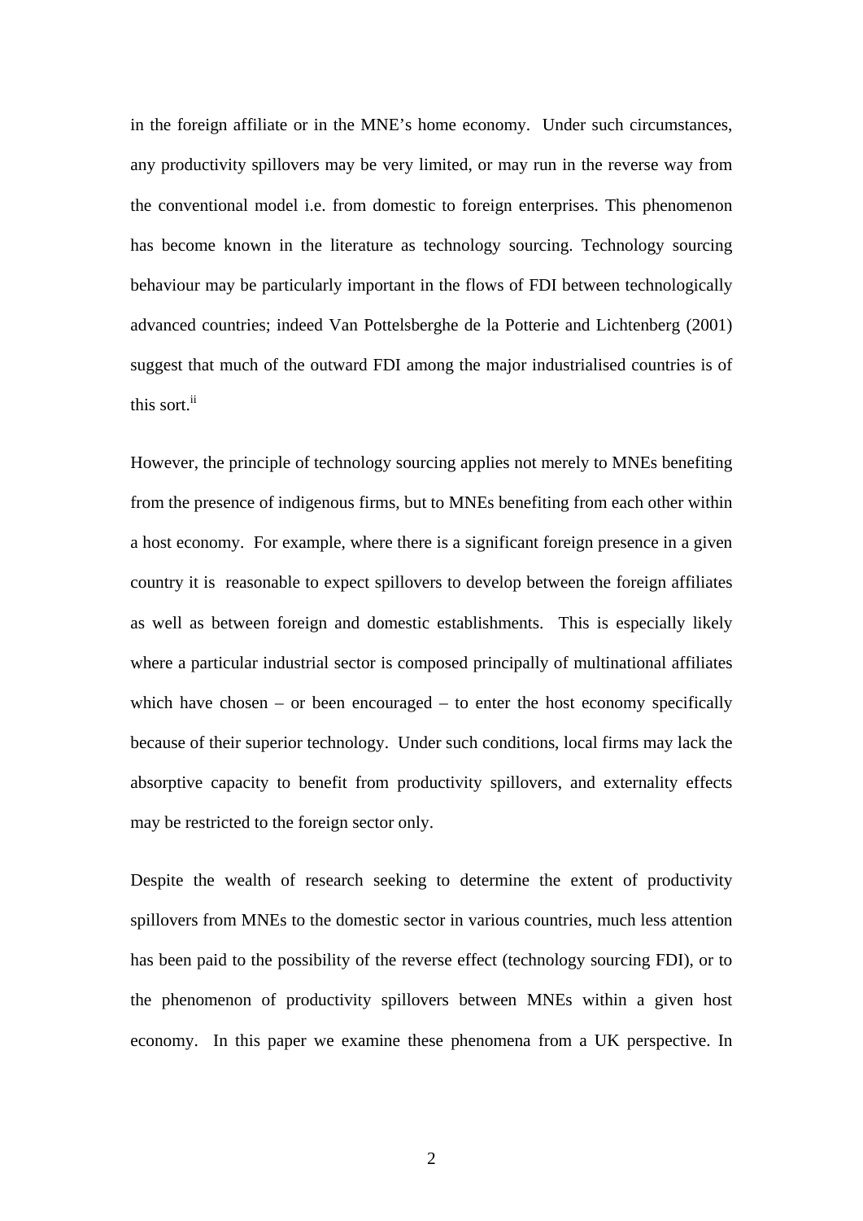in the foreign affiliate or in the MNE's home economy. Under such circumstances, any productivity spillovers may be very limited, or may run in the reverse way from the conventional model i.e. from domestic to foreign enterprises. This phenomenon has become known in the literature as technology sourcing. Technology sourcing behaviour may be particularly important in the flows of FDI between technologically advanced countries; indeed Van Pottelsberghe de la Potterie and Lichtenberg (2001) suggest that much of the outward FDI among the major industrialised countries is of this sort.[ii]

However, the principle of technology sourcing applies not merely to MNEs benefiting from the presence of indigenous firms, but to MNEs benefiting from each other within a host economy. For example, where there is a significant foreign presence in a given country it is reasonable to expect spillovers to develop between the foreign affiliates as well as between foreign and domestic establishments. This is especially likely where a particular industrial sector is composed principally of multinational affiliates which have chosen – or been encouraged – to enter the host economy specifically because of their superior technology. Under such conditions, local firms may lack the absorptive capacity to benefit from productivity spillovers, and externality effects may be restricted to the foreign sector only.

Despite the wealth of research seeking to determine the extent of productivity spillovers from MNEs to the domestic sector in various countries, much less attention has been paid to the possibility of the reverse effect (technology sourcing FDI), or to the phenomenon of productivity spillovers between MNEs within a given host economy. In this paper we examine these phenomena from a UK perspective. In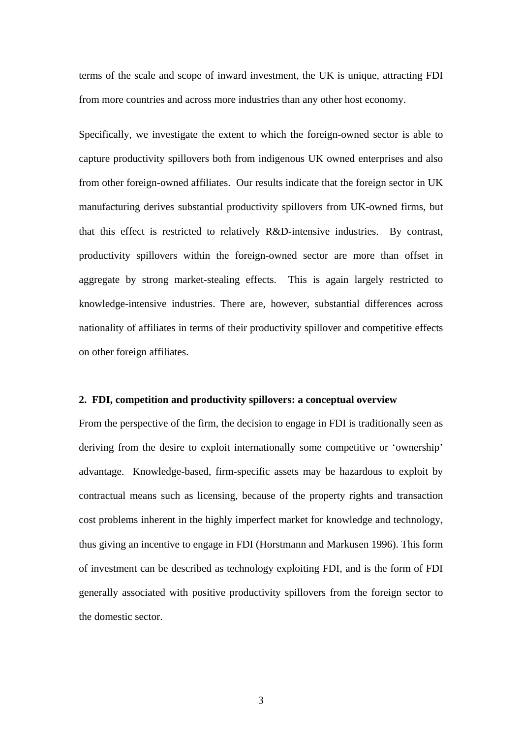terms of the scale and scope of inward investment, the UK is unique, attracting FDI from more countries and across more industries than any other host economy.

Specifically, we investigate the extent to which the foreign-owned sector is able to capture productivity spillovers both from indigenous UK owned enterprises and also from other foreign-owned affiliates. Our results indicate that the foreign sector in UK manufacturing derives substantial productivity spillovers from UK-owned firms, but that this effect is restricted to relatively R&D-intensive industries. By contrast, productivity spillovers within the foreign-owned sector are more than offset in aggregate by strong market-stealing effects. This is again largely restricted to knowledge-intensive industries. There are, however, substantial differences across nationality of affiliates in terms of their productivity spillover and competitive effects on other foreign affiliates.

## 2. FDI, competition and productivity spillovers: a conceptual overview

From the perspective of the firm, the decision to engage in FDI is traditionally seen as deriving from the desire to exploit internationally some competitive or 'ownership' advantage. Knowledge-based, firm-specific assets may be hazardous to exploit by contractual means such as licensing, because of the property rights and transaction cost problems inherent in the highly imperfect market for knowledge and technology, thus giving an incentive to engage in FDI (Horstmann and Markusen 1996). This form of investment can be described as technology exploiting FDI, and is the form of FDI generally associated with positive productivity spillovers from the foreign sector to the domestic sector.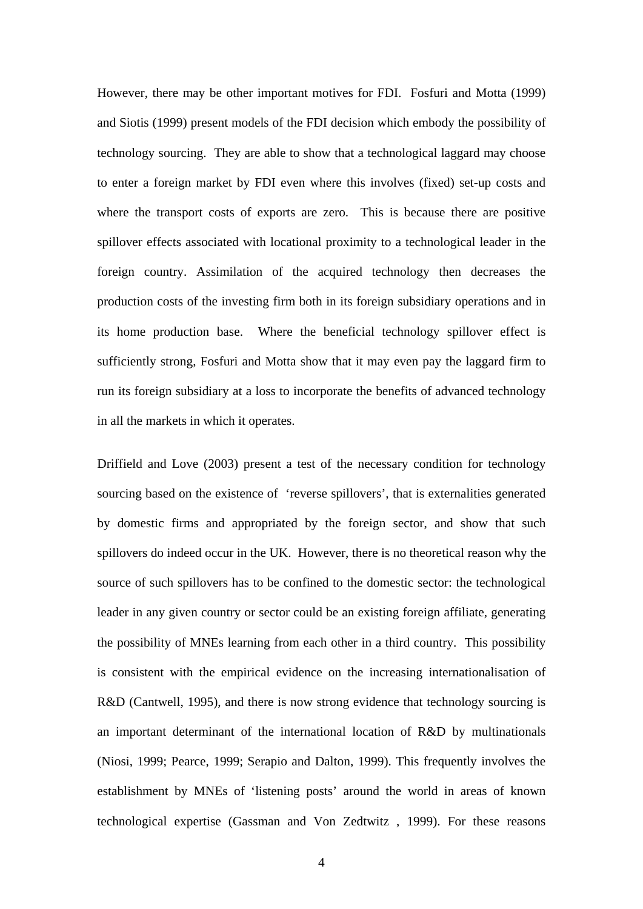However, there may be other important motives for FDI. Fosfuri and Motta (1999) and Siotis (1999) present models of the FDI decision which embody the possibility of technology sourcing. They are able to show that a technological laggard may choose to enter a foreign market by FDI even where this involves (fixed) set-up costs and where the transport costs of exports are zero. This is because there are positive spillover effects associated with locational proximity to a technological leader in the foreign country. Assimilation of the acquired technology then decreases the production costs of the investing firm both in its foreign subsidiary operations and in its home production base. Where the beneficial technology spillover effect is sufficiently strong, Fosfuri and Motta show that it may even pay the laggard firm to run its foreign subsidiary at a loss to incorporate the benefits of advanced technology in all the markets in which it operates.

Driffield and Love (2003) present a test of the necessary condition for technology sourcing based on the existence of 'reverse spillovers', that is externalities generated by domestic firms and appropriated by the foreign sector, and show that such spillovers do indeed occur in the UK. However, there is no theoretical reason why the source of such spillovers has to be confined to the domestic sector: the technological leader in any given country or sector could be an existing foreign affiliate, generating the possibility of MNEs learning from each other in a third country. This possibility is consistent with the empirical evidence on the increasing internationalisation of R&D (Cantwell, 1995), and there is now strong evidence that technology sourcing is an important determinant of the international location of R&D by multinationals (Niosi, 1999; Pearce, 1999; Serapio and Dalton, 1999). This frequently involves the establishment by MNEs of 'listening posts' around the world in areas of known technological expertise (Gassman and Von Zedtwitz , 1999). For these reasons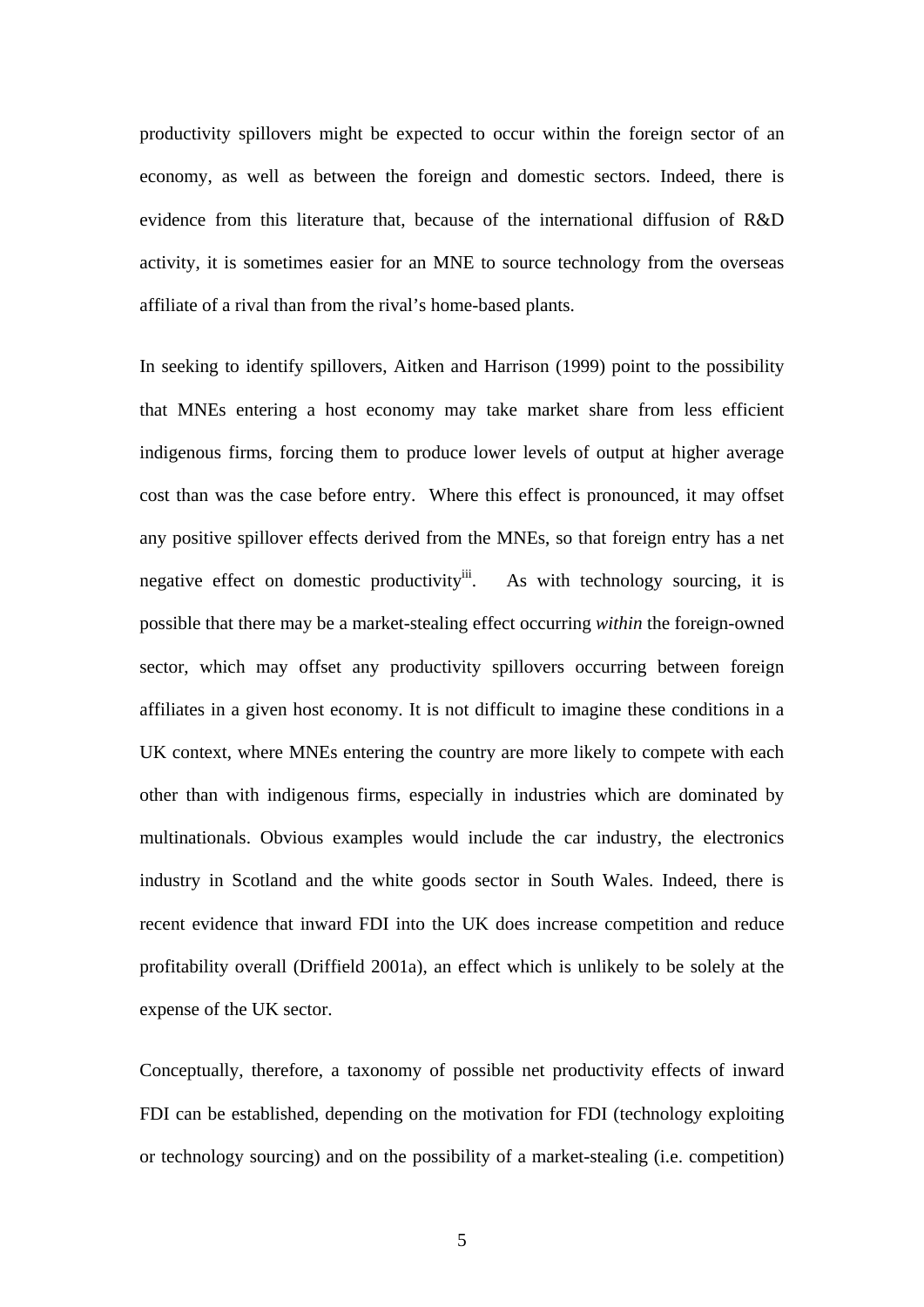productivity spillovers might be expected to occur within the foreign sector of an economy, as well as between the foreign and domestic sectors. Indeed, there is evidence from this literature that, because of the international diffusion of R&D activity, it is sometimes easier for an MNE to source technology from the overseas affiliate of a rival than from the rival's home-based plants.

In seeking to identify spillovers, Aitken and Harrison (1999) point to the possibility that MNEs entering a host economy may take market share from less efficient indigenous firms, forcing them to produce lower levels of output at higher average cost than was the case before entry. Where this effect is pronounced, it may offset any positive spillover effects derived from the MNEs, so that foreign entry has a net negative effect on domestic productivity[iii]. As with technology sourcing, it is possible that there may be a market-stealing effect occurring *within* the foreign-owned sector, which may offset any productivity spillovers occurring between foreign affiliates in a given host economy. It is not difficult to imagine these conditions in a UK context, where MNEs entering the country are more likely to compete with each other than with indigenous firms, especially in industries which are dominated by multinationals. Obvious examples would include the car industry, the electronics industry in Scotland and the white goods sector in South Wales. Indeed, there is recent evidence that inward FDI into the UK does increase competition and reduce profitability overall (Driffield 2001a), an effect which is unlikely to be solely at the expense of the UK sector.

Conceptually, therefore, a taxonomy of possible net productivity effects of inward FDI can be established, depending on the motivation for FDI (technology exploiting or technology sourcing) and on the possibility of a market-stealing (i.e. competition)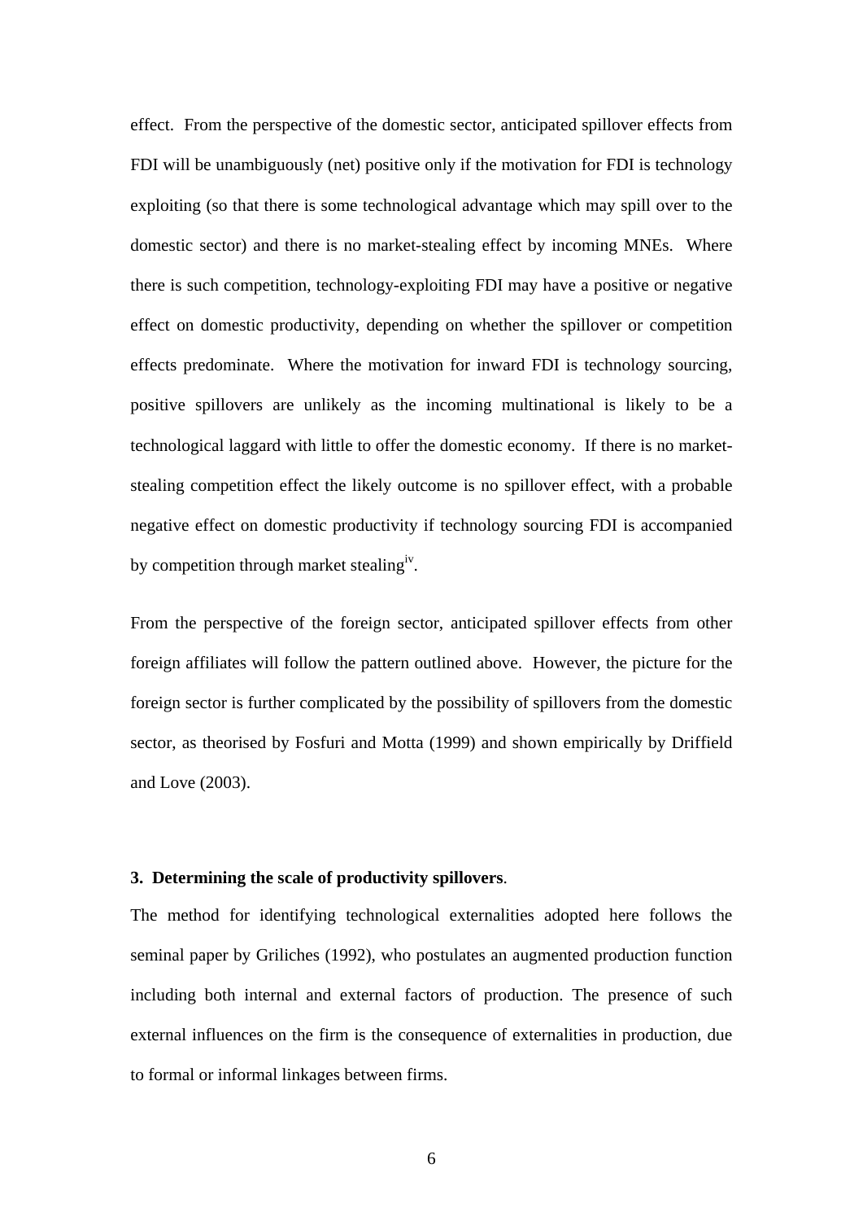effect. From the perspective of the domestic sector, anticipated spillover effects from FDI will be unambiguously (net) positive only if the motivation for FDI is technology exploiting (so that there is some technological advantage which may spill over to the domestic sector) and there is no market-stealing effect by incoming MNEs. Where there is such competition, technology-exploiting FDI may have a positive or negative effect on domestic productivity, depending on whether the spillover or competition effects predominate. Where the motivation for inward FDI is technology sourcing, positive spillovers are unlikely as the incoming multinational is likely to be a technological laggard with little to offer the domestic economy. If there is no market-stealing competition effect the likely outcome is no spillover effect, with a probable negative effect on domestic productivity if technology sourcing FDI is accompanied by competition through market stealing[iv].

From the perspective of the foreign sector, anticipated spillover effects from other foreign affiliates will follow the pattern outlined above. However, the picture for the foreign sector is further complicated by the possibility of spillovers from the domestic sector, as theorised by Fosfuri and Motta (1999) and shown empirically by Driffield and Love (2003).

## 3. Determining the scale of productivity spillovers.

The method for identifying technological externalities adopted here follows the seminal paper by Griliches (1992), who postulates an augmented production function including both internal and external factors of production. The presence of such external influences on the firm is the consequence of externalities in production, due to formal or informal linkages between firms.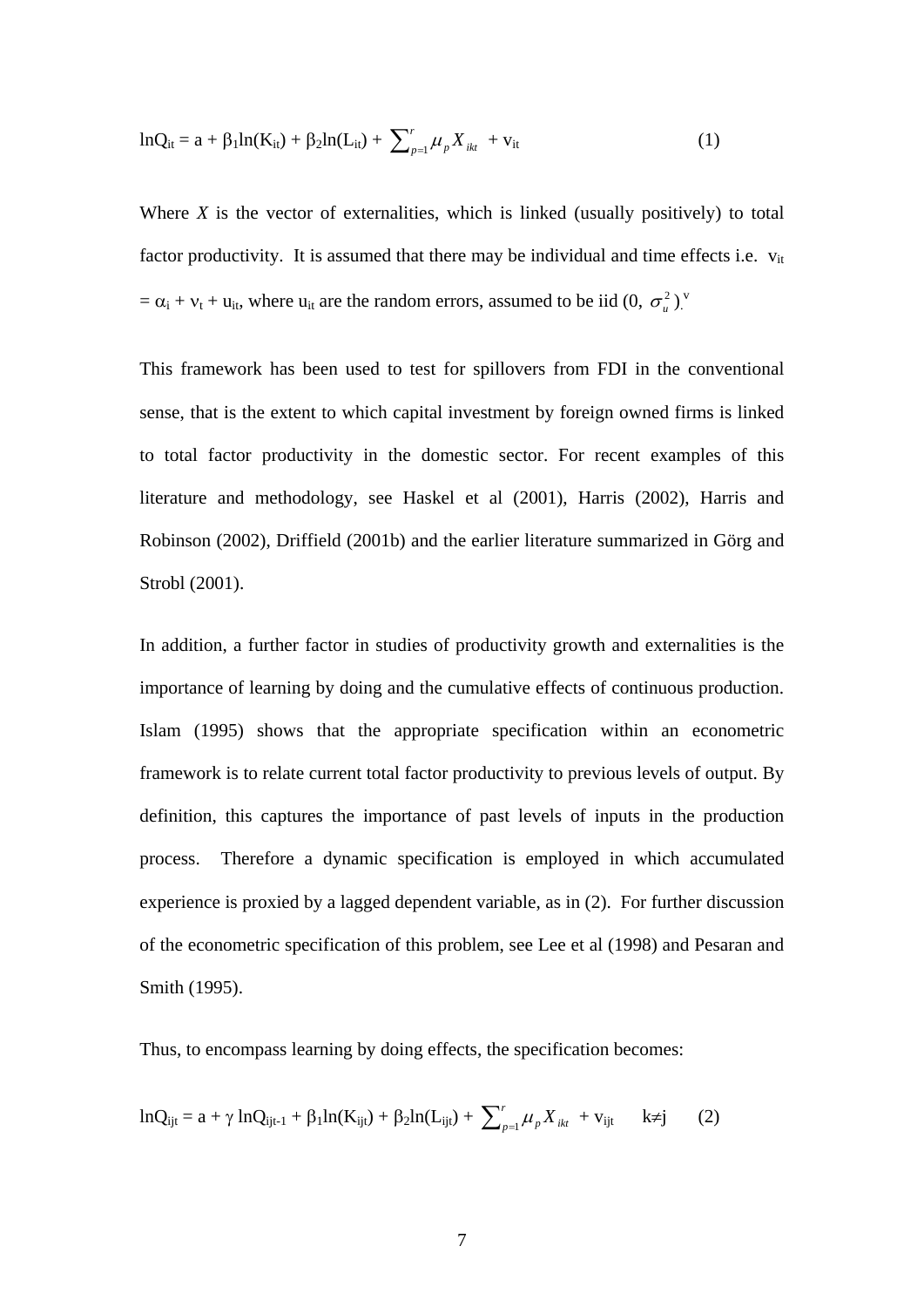$$\ln Q_{it} = a + \beta_1 \ln(K_{it}) + \beta_2 \ln(L_{it}) + \sum_{p=1}^{r} \mu_p X_{ikt} + v_{it} \qquad (1)$$

Where *X* is the vector of externalities, which is linked (usually positively) to total factor productivity. It is assumed that there may be individual and time effects i.e. $v_{it} = \alpha_i + \nu_t + u_{it}$, where $u_{it}$ are the random errors, assumed to be iid $(0, \sigma_u^2)$.[v]

This framework has been used to test for spillovers from FDI in the conventional sense, that is the extent to which capital investment by foreign owned firms is linked to total factor productivity in the domestic sector. For recent examples of this literature and methodology, see Haskel et al (2001), Harris (2002), Harris and Robinson (2002), Driffield (2001b) and the earlier literature summarized in Görg and Strobl (2001).

In addition, a further factor in studies of productivity growth and externalities is the importance of learning by doing and the cumulative effects of continuous production. Islam (1995) shows that the appropriate specification within an econometric framework is to relate current total factor productivity to previous levels of output. By definition, this captures the importance of past levels of inputs in the production process. Therefore a dynamic specification is employed in which accumulated experience is proxied by a lagged dependent variable, as in (2). For further discussion of the econometric specification of this problem, see Lee et al (1998) and Pesaran and Smith (1995).

Thus, to encompass learning by doing effects, the specification becomes:

$$\ln Q_{ijt} = a + \gamma \ln Q_{ijt-1} + \beta_1 \ln(K_{ijt}) + \beta_2 \ln(L_{ijt}) + \sum_{p=1}^{r} \mu_p X_{ikt} + v_{ijt} \qquad k \neq j \qquad (2)$$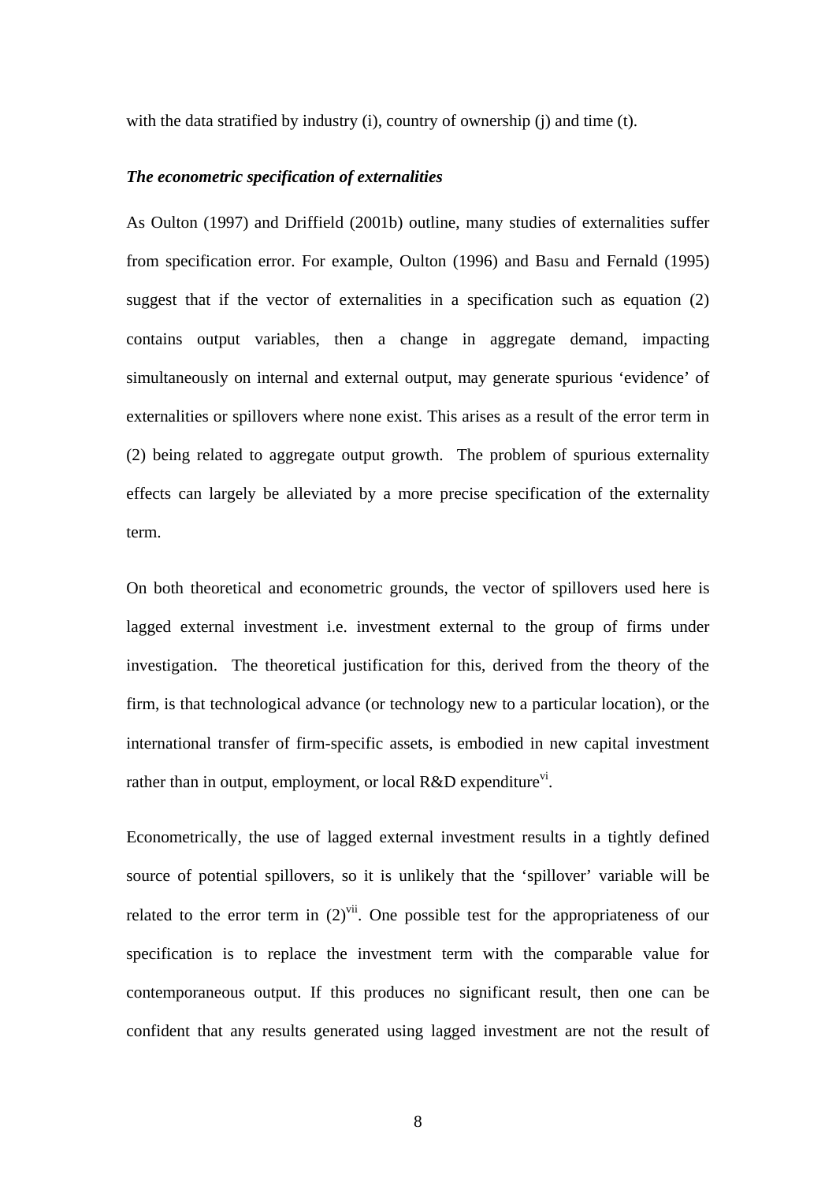with the data stratified by industry (i), country of ownership (j) and time (t).

***The econometric specification of externalities***

As Oulton (1997) and Driffield (2001b) outline, many studies of externalities suffer from specification error. For example, Oulton (1996) and Basu and Fernald (1995) suggest that if the vector of externalities in a specification such as equation (2) contains output variables, then a change in aggregate demand, impacting simultaneously on internal and external output, may generate spurious 'evidence' of externalities or spillovers where none exist. This arises as a result of the error term in (2) being related to aggregate output growth. The problem of spurious externality effects can largely be alleviated by a more precise specification of the externality term.

On both theoretical and econometric grounds, the vector of spillovers used here is lagged external investment i.e. investment external to the group of firms under investigation. The theoretical justification for this, derived from the theory of the firm, is that technological advance (or technology new to a particular location), or the international transfer of firm-specific assets, is embodied in new capital investment rather than in output, employment, or local R&D expenditure[vi].

Econometrically, the use of lagged external investment results in a tightly defined source of potential spillovers, so it is unlikely that the 'spillover' variable will be related to the error term in (2)[vii]. One possible test for the appropriateness of our specification is to replace the investment term with the comparable value for contemporaneous output. If this produces no significant result, then one can be confident that any results generated using lagged investment are not the result of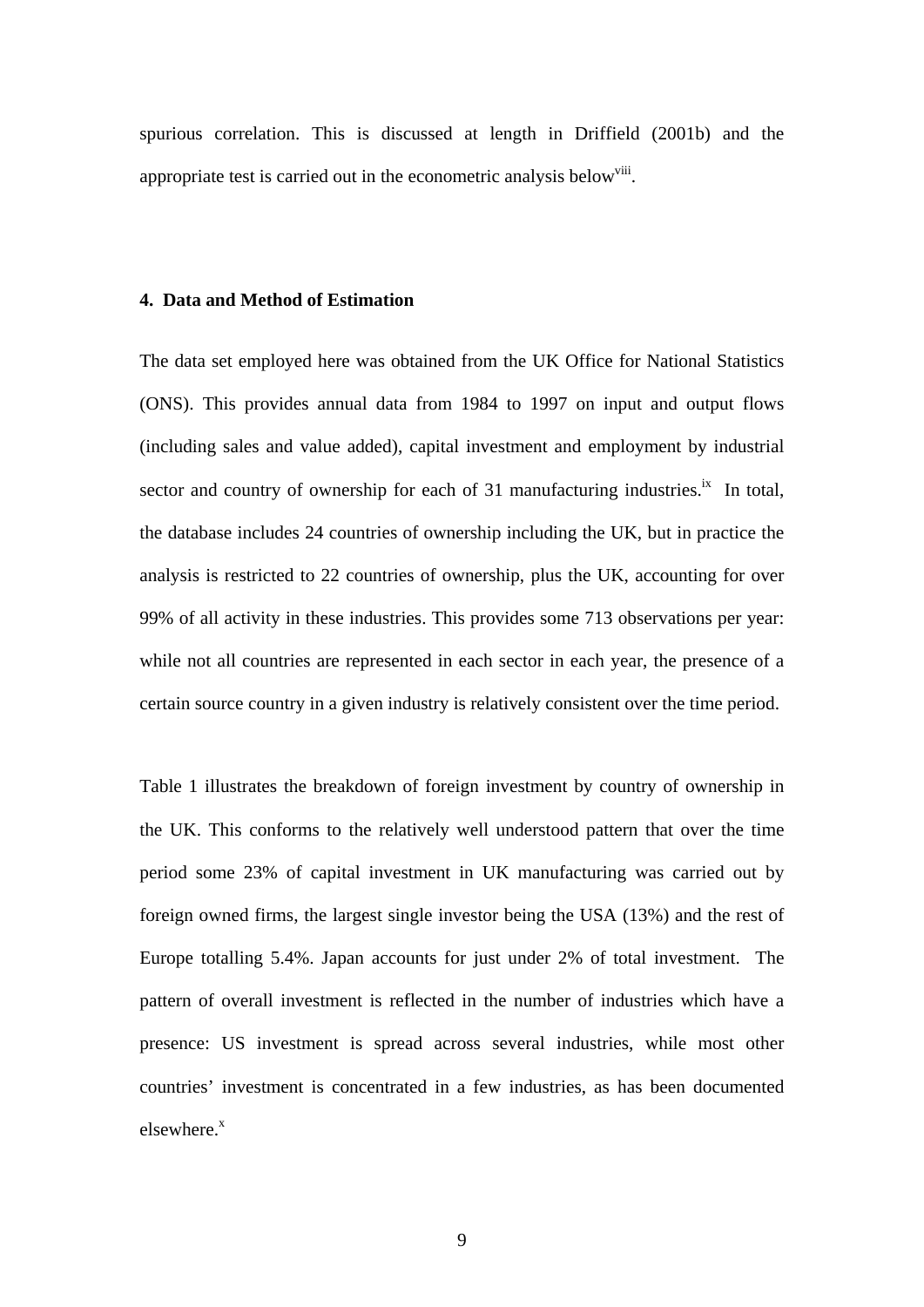spurious correlation. This is discussed at length in Driffield (2001b) and the appropriate test is carried out in the econometric analysis below[viii].

#### 4. Data and Method of Estimation

The data set employed here was obtained from the UK Office for National Statistics (ONS). This provides annual data from 1984 to 1997 on input and output flows (including sales and value added), capital investment and employment by industrial sector and country of ownership for each of 31 manufacturing industries.[ix] In total, the database includes 24 countries of ownership including the UK, but in practice the analysis is restricted to 22 countries of ownership, plus the UK, accounting for over 99% of all activity in these industries. This provides some 713 observations per year: while not all countries are represented in each sector in each year, the presence of a certain source country in a given industry is relatively consistent over the time period.

Table 1 illustrates the breakdown of foreign investment by country of ownership in the UK. This conforms to the relatively well understood pattern that over the time period some 23% of capital investment in UK manufacturing was carried out by foreign owned firms, the largest single investor being the USA (13%) and the rest of Europe totalling 5.4%. Japan accounts for just under 2% of total investment. The pattern of overall investment is reflected in the number of industries which have a presence: US investment is spread across several industries, while most other countries' investment is concentrated in a few industries, as has been documented elsewhere.[x]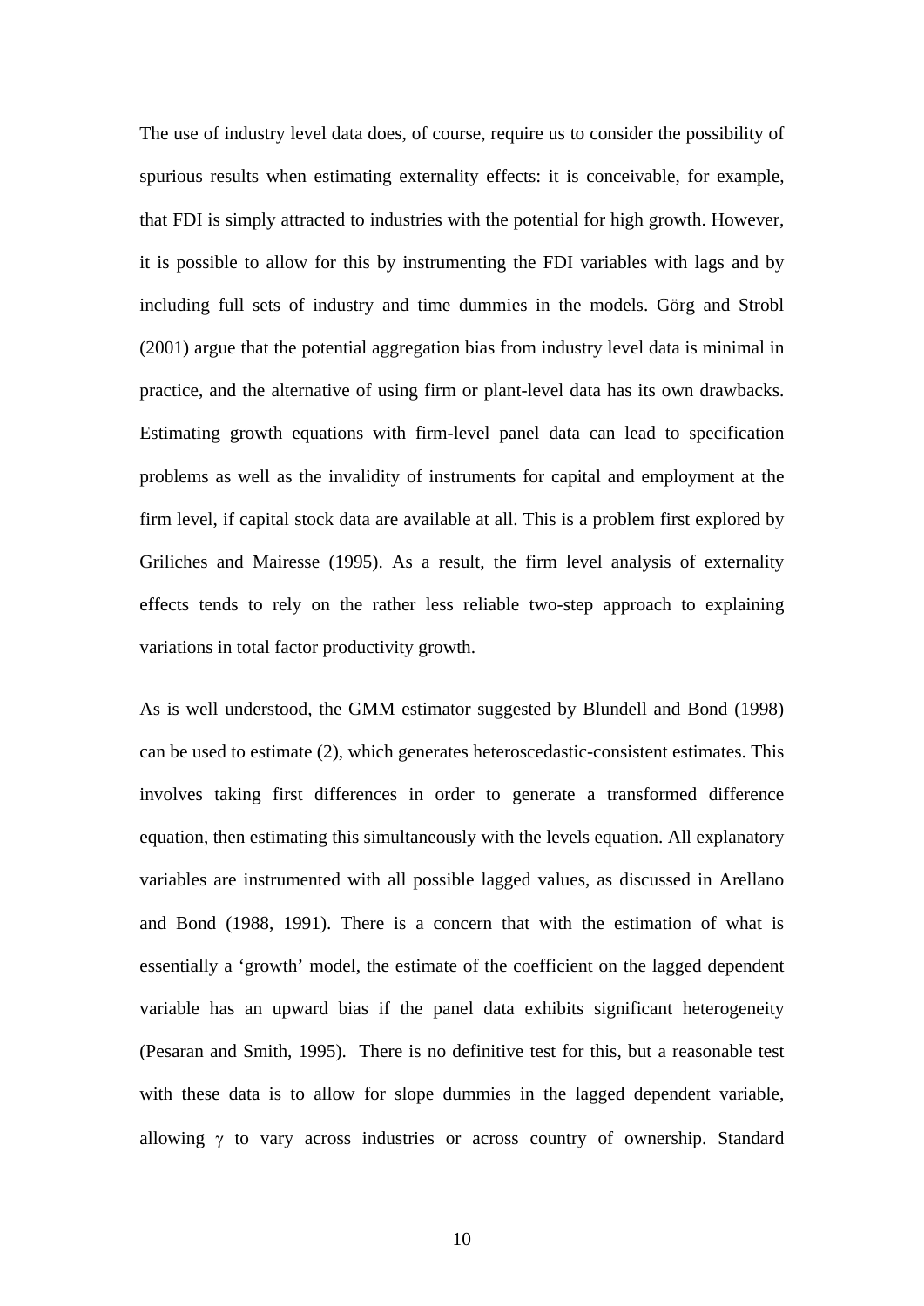The use of industry level data does, of course, require us to consider the possibility of spurious results when estimating externality effects: it is conceivable, for example, that FDI is simply attracted to industries with the potential for high growth. However, it is possible to allow for this by instrumenting the FDI variables with lags and by including full sets of industry and time dummies in the models. Görg and Strobl (2001) argue that the potential aggregation bias from industry level data is minimal in practice, and the alternative of using firm or plant-level data has its own drawbacks. Estimating growth equations with firm-level panel data can lead to specification problems as well as the invalidity of instruments for capital and employment at the firm level, if capital stock data are available at all. This is a problem first explored by Griliches and Mairesse (1995). As a result, the firm level analysis of externality effects tends to rely on the rather less reliable two-step approach to explaining variations in total factor productivity growth.

As is well understood, the GMM estimator suggested by Blundell and Bond (1998) can be used to estimate (2), which generates heteroscedastic-consistent estimates. This involves taking first differences in order to generate a transformed difference equation, then estimating this simultaneously with the levels equation. All explanatory variables are instrumented with all possible lagged values, as discussed in Arellano and Bond (1988, 1991). There is a concern that with the estimation of what is essentially a 'growth' model, the estimate of the coefficient on the lagged dependent variable has an upward bias if the panel data exhibits significant heterogeneity (Pesaran and Smith, 1995). There is no definitive test for this, but a reasonable test with these data is to allow for slope dummies in the lagged dependent variable, allowing $\gamma$ to vary across industries or across country of ownership. Standard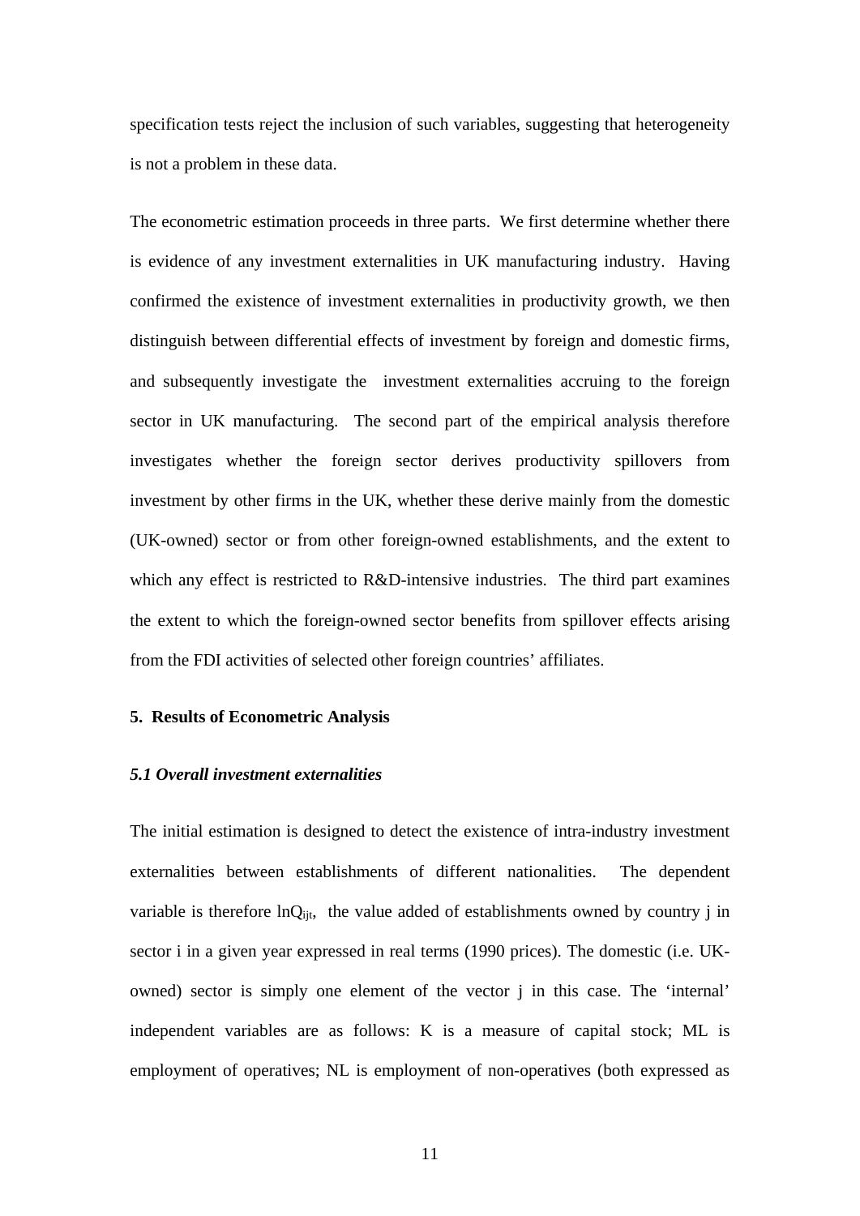specification tests reject the inclusion of such variables, suggesting that heterogeneity is not a problem in these data.

The econometric estimation proceeds in three parts. We first determine whether there is evidence of any investment externalities in UK manufacturing industry. Having confirmed the existence of investment externalities in productivity growth, we then distinguish between differential effects of investment by foreign and domestic firms, and subsequently investigate the investment externalities accruing to the foreign sector in UK manufacturing. The second part of the empirical analysis therefore investigates whether the foreign sector derives productivity spillovers from investment by other firms in the UK, whether these derive mainly from the domestic (UK-owned) sector or from other foreign-owned establishments, and the extent to which any effect is restricted to R&D-intensive industries. The third part examines the extent to which the foreign-owned sector benefits from spillover effects arising from the FDI activities of selected other foreign countries' affiliates.

## 5. Results of Econometric Analysis

### *5.1 Overall investment externalities*

The initial estimation is designed to detect the existence of intra-industry investment externalities between establishments of different nationalities. The dependent variable is therefore $\ln Q_{ijt}$, the value added of establishments owned by country j in sector i in a given year expressed in real terms (1990 prices). The domestic (i.e. UK-owned) sector is simply one element of the vector j in this case. The 'internal' independent variables are as follows: K is a measure of capital stock; ML is employment of operatives; NL is employment of non-operatives (both expressed as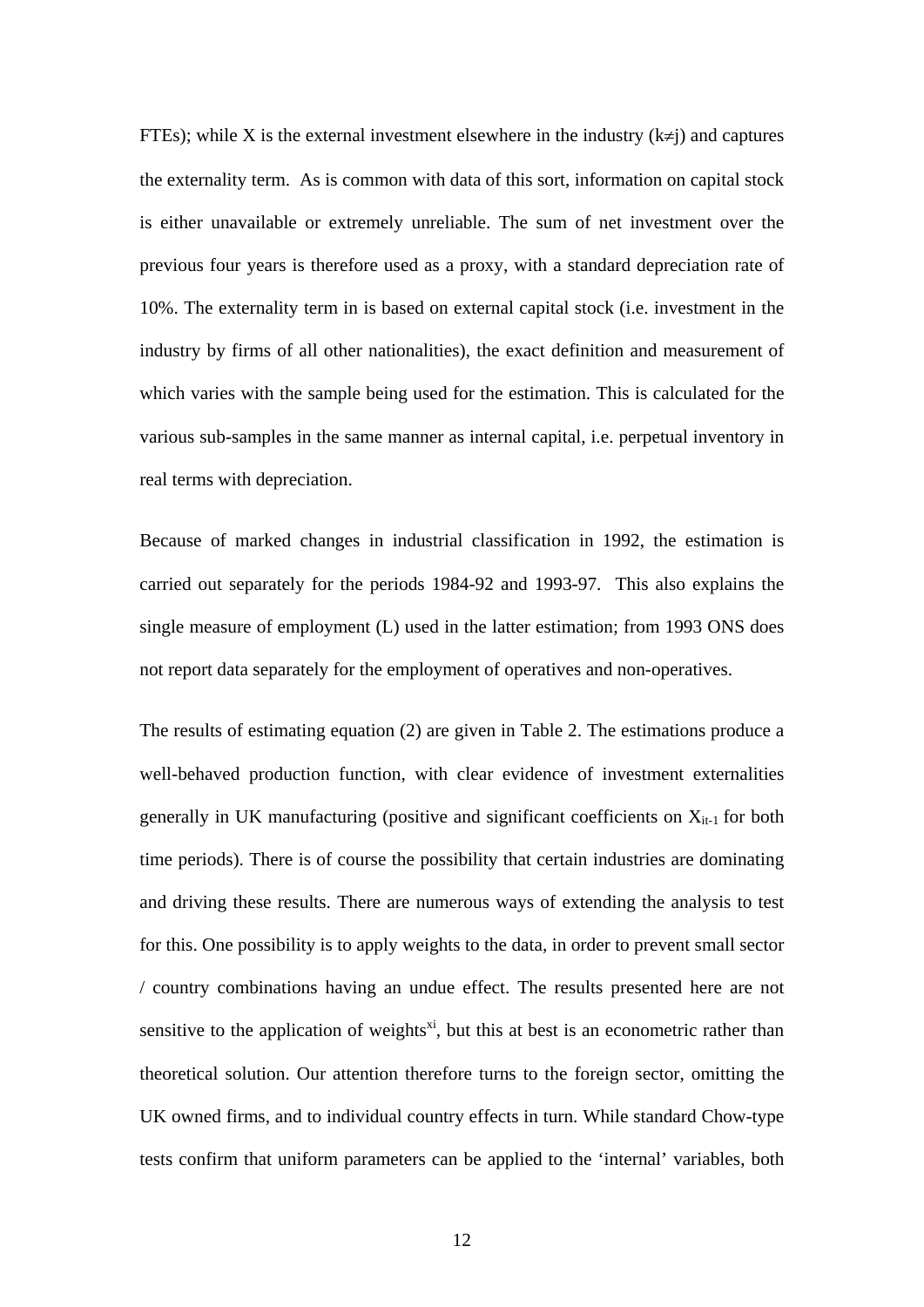FTEs); while X is the external investment elsewhere in the industry ($k \neq j$) and captures the externality term. As is common with data of this sort, information on capital stock is either unavailable or extremely unreliable. The sum of net investment over the previous four years is therefore used as a proxy, with a standard depreciation rate of 10%. The externality term in is based on external capital stock (i.e. investment in the industry by firms of all other nationalities), the exact definition and measurement of which varies with the sample being used for the estimation. This is calculated for the various sub-samples in the same manner as internal capital, i.e. perpetual inventory in real terms with depreciation.

Because of marked changes in industrial classification in 1992, the estimation is carried out separately for the periods 1984-92 and 1993-97. This also explains the single measure of employment (L) used in the latter estimation; from 1993 ONS does not report data separately for the employment of operatives and non-operatives.

The results of estimating equation (2) are given in Table 2. The estimations produce a well-behaved production function, with clear evidence of investment externalities generally in UK manufacturing (positive and significant coefficients on $X_{it-1}$ for both time periods). There is of course the possibility that certain industries are dominating and driving these results. There are numerous ways of extending the analysis to test for this. One possibility is to apply weights to the data, in order to prevent small sector / country combinations having an undue effect. The results presented here are not sensitive to the application of weights[xi], but this at best is an econometric rather than theoretical solution. Our attention therefore turns to the foreign sector, omitting the UK owned firms, and to individual country effects in turn. While standard Chow-type tests confirm that uniform parameters can be applied to the 'internal' variables, both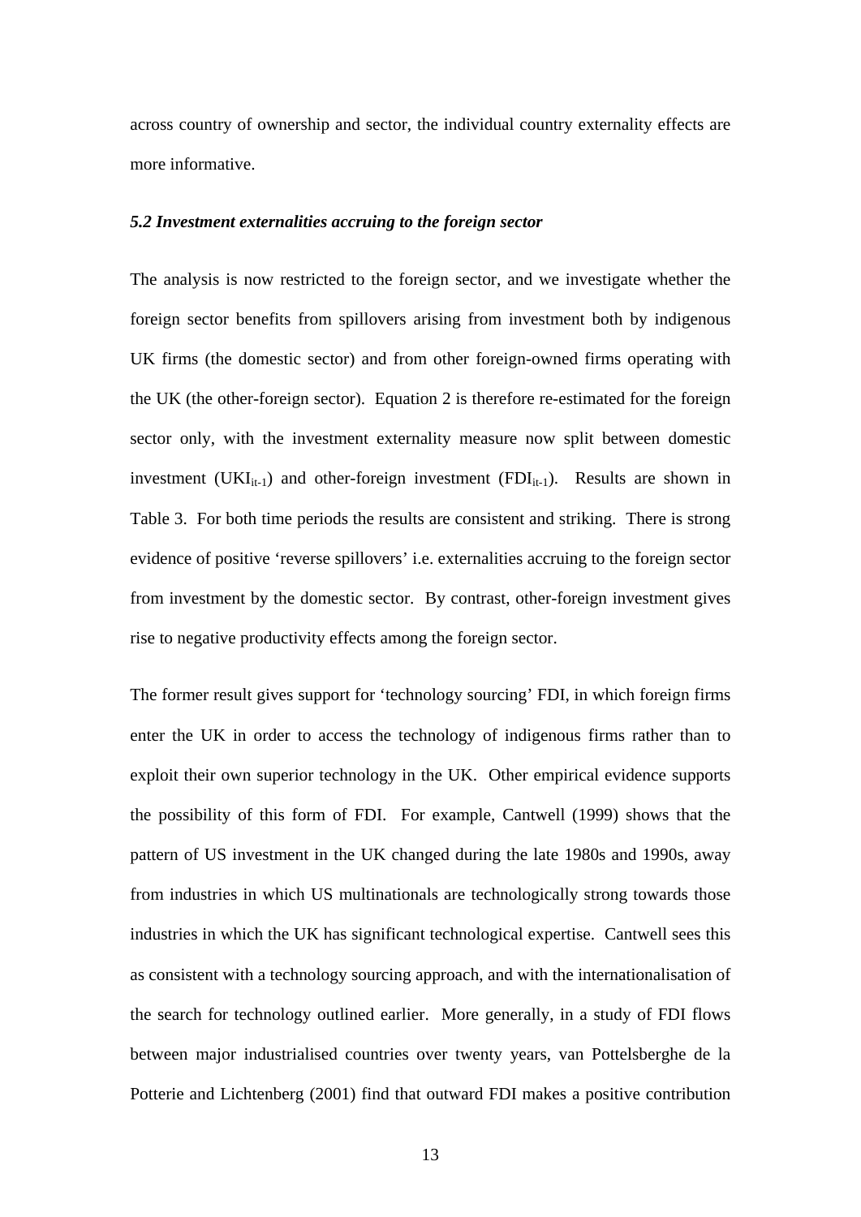across country of ownership and sector, the individual country externality effects are more informative.

### *5.2 Investment externalities accruing to the foreign sector*

The analysis is now restricted to the foreign sector, and we investigate whether the foreign sector benefits from spillovers arising from investment both by indigenous UK firms (the domestic sector) and from other foreign-owned firms operating with the UK (the other-foreign sector). Equation 2 is therefore re-estimated for the foreign sector only, with the investment externality measure now split between domestic investment ($UKI_{it-1}$) and other-foreign investment ($FDI_{it-1}$). Results are shown in Table 3. For both time periods the results are consistent and striking. There is strong evidence of positive 'reverse spillovers' i.e. externalities accruing to the foreign sector from investment by the domestic sector. By contrast, other-foreign investment gives rise to negative productivity effects among the foreign sector.

The former result gives support for 'technology sourcing' FDI, in which foreign firms enter the UK in order to access the technology of indigenous firms rather than to exploit their own superior technology in the UK. Other empirical evidence supports the possibility of this form of FDI. For example, Cantwell (1999) shows that the pattern of US investment in the UK changed during the late 1980s and 1990s, away from industries in which US multinationals are technologically strong towards those industries in which the UK has significant technological expertise. Cantwell sees this as consistent with a technology sourcing approach, and with the internationalisation of the search for technology outlined earlier. More generally, in a study of FDI flows between major industrialised countries over twenty years, van Pottelsberghe de la Potterie and Lichtenberg (2001) find that outward FDI makes a positive contribution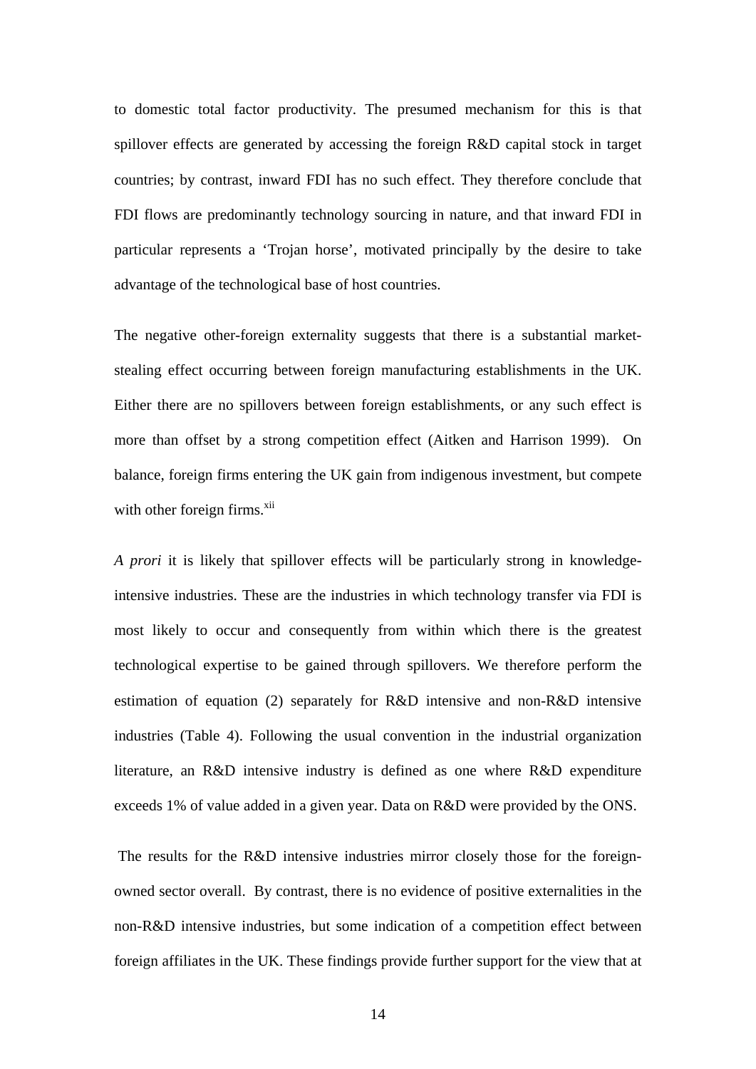to domestic total factor productivity. The presumed mechanism for this is that spillover effects are generated by accessing the foreign R&D capital stock in target countries; by contrast, inward FDI has no such effect. They therefore conclude that FDI flows are predominantly technology sourcing in nature, and that inward FDI in particular represents a 'Trojan horse', motivated principally by the desire to take advantage of the technological base of host countries.

The negative other-foreign externality suggests that there is a substantial market-stealing effect occurring between foreign manufacturing establishments in the UK. Either there are no spillovers between foreign establishments, or any such effect is more than offset by a strong competition effect (Aitken and Harrison 1999). On balance, foreign firms entering the UK gain from indigenous investment, but compete with other foreign firms.[xii]

*A prori* it is likely that spillover effects will be particularly strong in knowledge-intensive industries. These are the industries in which technology transfer via FDI is most likely to occur and consequently from within which there is the greatest technological expertise to be gained through spillovers. We therefore perform the estimation of equation (2) separately for R&D intensive and non-R&D intensive industries (Table 4). Following the usual convention in the industrial organization literature, an R&D intensive industry is defined as one where R&D expenditure exceeds 1% of value added in a given year. Data on R&D were provided by the ONS.

The results for the R&D intensive industries mirror closely those for the foreign-owned sector overall. By contrast, there is no evidence of positive externalities in the non-R&D intensive industries, but some indication of a competition effect between foreign affiliates in the UK. These findings provide further support for the view that at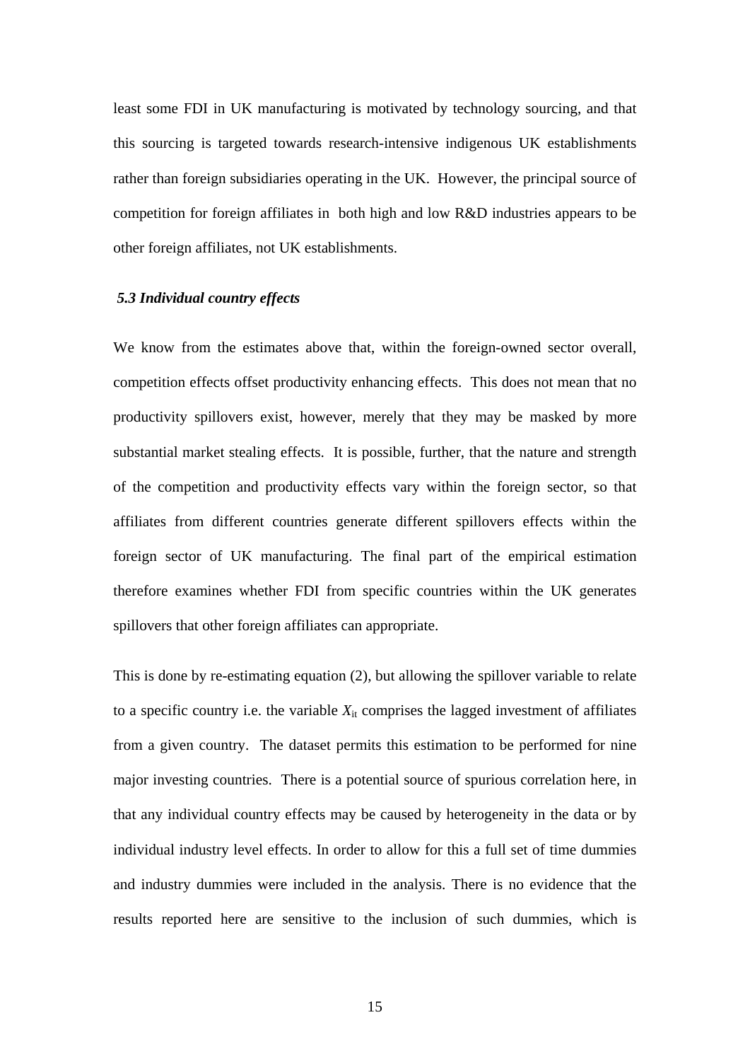least some FDI in UK manufacturing is motivated by technology sourcing, and that this sourcing is targeted towards research-intensive indigenous UK establishments rather than foreign subsidiaries operating in the UK. However, the principal source of competition for foreign affiliates in both high and low R&D industries appears to be other foreign affiliates, not UK establishments.

### *5.3 Individual country effects*

We know from the estimates above that, within the foreign-owned sector overall, competition effects offset productivity enhancing effects. This does not mean that no productivity spillovers exist, however, merely that they may be masked by more substantial market stealing effects. It is possible, further, that the nature and strength of the competition and productivity effects vary within the foreign sector, so that affiliates from different countries generate different spillovers effects within the foreign sector of UK manufacturing. The final part of the empirical estimation therefore examines whether FDI from specific countries within the UK generates spillovers that other foreign affiliates can appropriate.

This is done by re-estimating equation (2), but allowing the spillover variable to relate to a specific country i.e. the variable $X_{it}$ comprises the lagged investment of affiliates from a given country. The dataset permits this estimation to be performed for nine major investing countries. There is a potential source of spurious correlation here, in that any individual country effects may be caused by heterogeneity in the data or by individual industry level effects. In order to allow for this a full set of time dummies and industry dummies were included in the analysis. There is no evidence that the results reported here are sensitive to the inclusion of such dummies, which is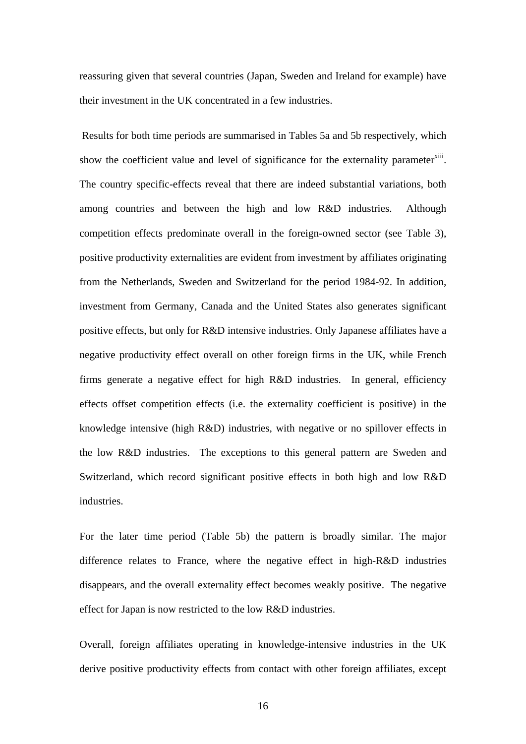reassuring given that several countries (Japan, Sweden and Ireland for example) have their investment in the UK concentrated in a few industries.

Results for both time periods are summarised in Tables 5a and 5b respectively, which show the coefficient value and level of significance for the externality parameter[xiii]. The country specific-effects reveal that there are indeed substantial variations, both among countries and between the high and low R&D industries. Although competition effects predominate overall in the foreign-owned sector (see Table 3), positive productivity externalities are evident from investment by affiliates originating from the Netherlands, Sweden and Switzerland for the period 1984-92. In addition, investment from Germany, Canada and the United States also generates significant positive effects, but only for R&D intensive industries. Only Japanese affiliates have a negative productivity effect overall on other foreign firms in the UK, while French firms generate a negative effect for high R&D industries. In general, efficiency effects offset competition effects (i.e. the externality coefficient is positive) in the knowledge intensive (high R&D) industries, with negative or no spillover effects in the low R&D industries. The exceptions to this general pattern are Sweden and Switzerland, which record significant positive effects in both high and low R&D industries.

For the later time period (Table 5b) the pattern is broadly similar. The major difference relates to France, where the negative effect in high-R&D industries disappears, and the overall externality effect becomes weakly positive. The negative effect for Japan is now restricted to the low R&D industries.

Overall, foreign affiliates operating in knowledge-intensive industries in the UK derive positive productivity effects from contact with other foreign affiliates, except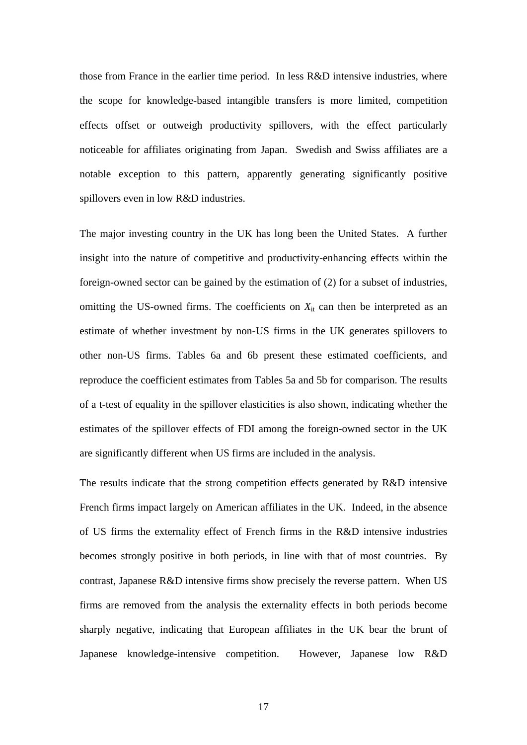those from France in the earlier time period. In less R&D intensive industries, where the scope for knowledge-based intangible transfers is more limited, competition effects offset or outweigh productivity spillovers, with the effect particularly noticeable for affiliates originating from Japan. Swedish and Swiss affiliates are a notable exception to this pattern, apparently generating significantly positive spillovers even in low R&D industries.

The major investing country in the UK has long been the United States. A further insight into the nature of competitive and productivity-enhancing effects within the foreign-owned sector can be gained by the estimation of (2) for a subset of industries, omitting the US-owned firms. The coefficients on $X_{it}$ can then be interpreted as an estimate of whether investment by non-US firms in the UK generates spillovers to other non-US firms. Tables 6a and 6b present these estimated coefficients, and reproduce the coefficient estimates from Tables 5a and 5b for comparison. The results of a t-test of equality in the spillover elasticities is also shown, indicating whether the estimates of the spillover effects of FDI among the foreign-owned sector in the UK are significantly different when US firms are included in the analysis.

The results indicate that the strong competition effects generated by R&D intensive French firms impact largely on American affiliates in the UK. Indeed, in the absence of US firms the externality effect of French firms in the R&D intensive industries becomes strongly positive in both periods, in line with that of most countries. By contrast, Japanese R&D intensive firms show precisely the reverse pattern. When US firms are removed from the analysis the externality effects in both periods become sharply negative, indicating that European affiliates in the UK bear the brunt of Japanese knowledge-intensive competition. However, Japanese low R&D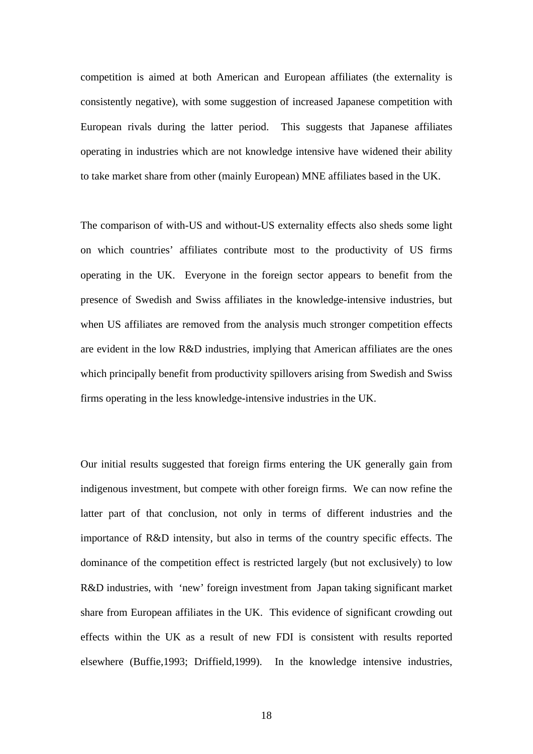competition is aimed at both American and European affiliates (the externality is consistently negative), with some suggestion of increased Japanese competition with European rivals during the latter period. This suggests that Japanese affiliates operating in industries which are not knowledge intensive have widened their ability to take market share from other (mainly European) MNE affiliates based in the UK.

The comparison of with-US and without-US externality effects also sheds some light on which countries' affiliates contribute most to the productivity of US firms operating in the UK. Everyone in the foreign sector appears to benefit from the presence of Swedish and Swiss affiliates in the knowledge-intensive industries, but when US affiliates are removed from the analysis much stronger competition effects are evident in the low R&D industries, implying that American affiliates are the ones which principally benefit from productivity spillovers arising from Swedish and Swiss firms operating in the less knowledge-intensive industries in the UK.

Our initial results suggested that foreign firms entering the UK generally gain from indigenous investment, but compete with other foreign firms. We can now refine the latter part of that conclusion, not only in terms of different industries and the importance of R&D intensity, but also in terms of the country specific effects. The dominance of the competition effect is restricted largely (but not exclusively) to low R&D industries, with 'new' foreign investment from Japan taking significant market share from European affiliates in the UK. This evidence of significant crowding out effects within the UK as a result of new FDI is consistent with results reported elsewhere (Buffie,1993; Driffield,1999). In the knowledge intensive industries,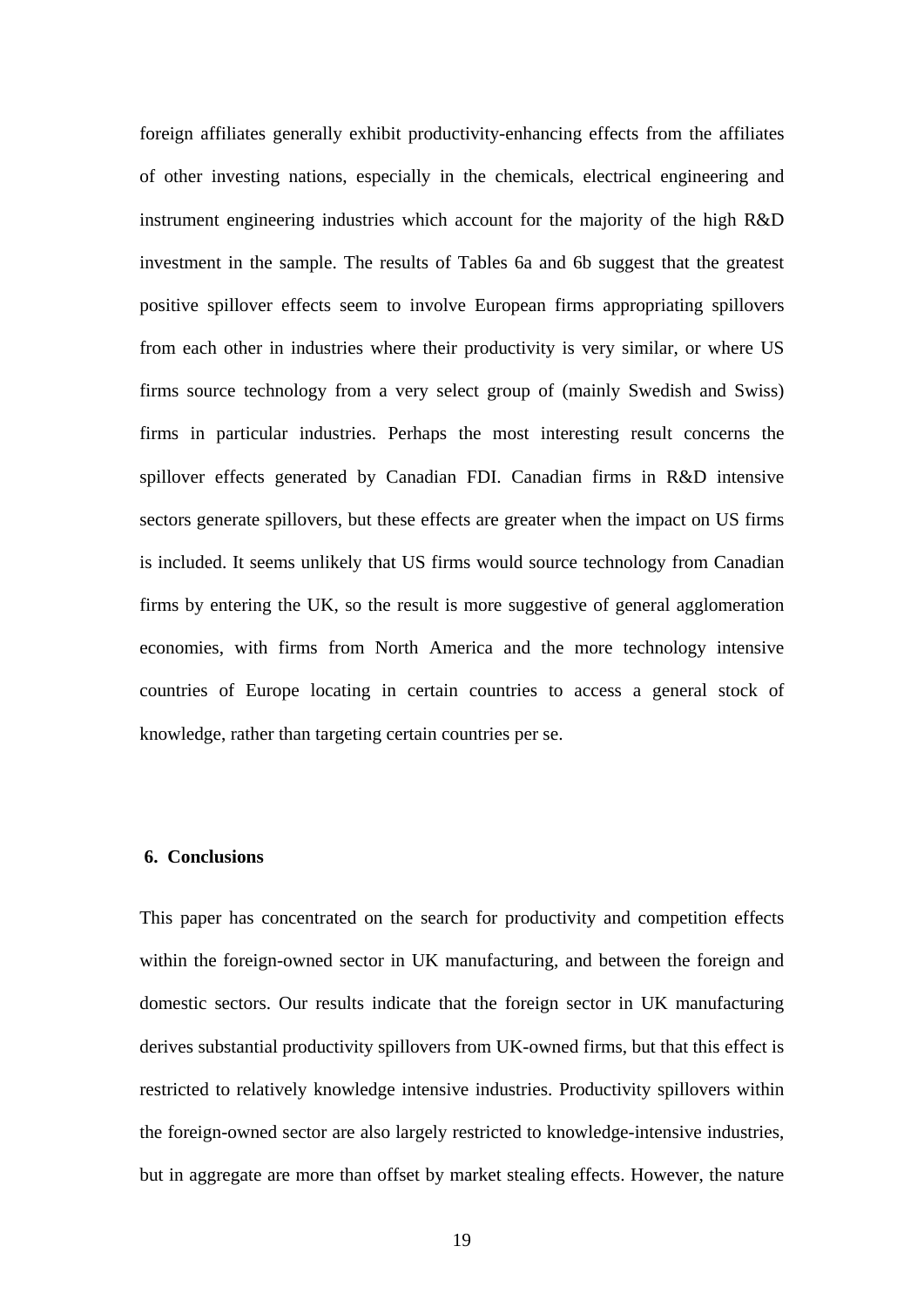foreign affiliates generally exhibit productivity-enhancing effects from the affiliates of other investing nations, especially in the chemicals, electrical engineering and instrument engineering industries which account for the majority of the high R&D investment in the sample. The results of Tables 6a and 6b suggest that the greatest positive spillover effects seem to involve European firms appropriating spillovers from each other in industries where their productivity is very similar, or where US firms source technology from a very select group of (mainly Swedish and Swiss) firms in particular industries. Perhaps the most interesting result concerns the spillover effects generated by Canadian FDI. Canadian firms in R&D intensive sectors generate spillovers, but these effects are greater when the impact on US firms is included. It seems unlikely that US firms would source technology from Canadian firms by entering the UK, so the result is more suggestive of general agglomeration economies, with firms from North America and the more technology intensive countries of Europe locating in certain countries to access a general stock of knowledge, rather than targeting certain countries per se.

## 6. Conclusions

This paper has concentrated on the search for productivity and competition effects within the foreign-owned sector in UK manufacturing, and between the foreign and domestic sectors. Our results indicate that the foreign sector in UK manufacturing derives substantial productivity spillovers from UK-owned firms, but that this effect is restricted to relatively knowledge intensive industries. Productivity spillovers within the foreign-owned sector are also largely restricted to knowledge-intensive industries, but in aggregate are more than offset by market stealing effects. However, the nature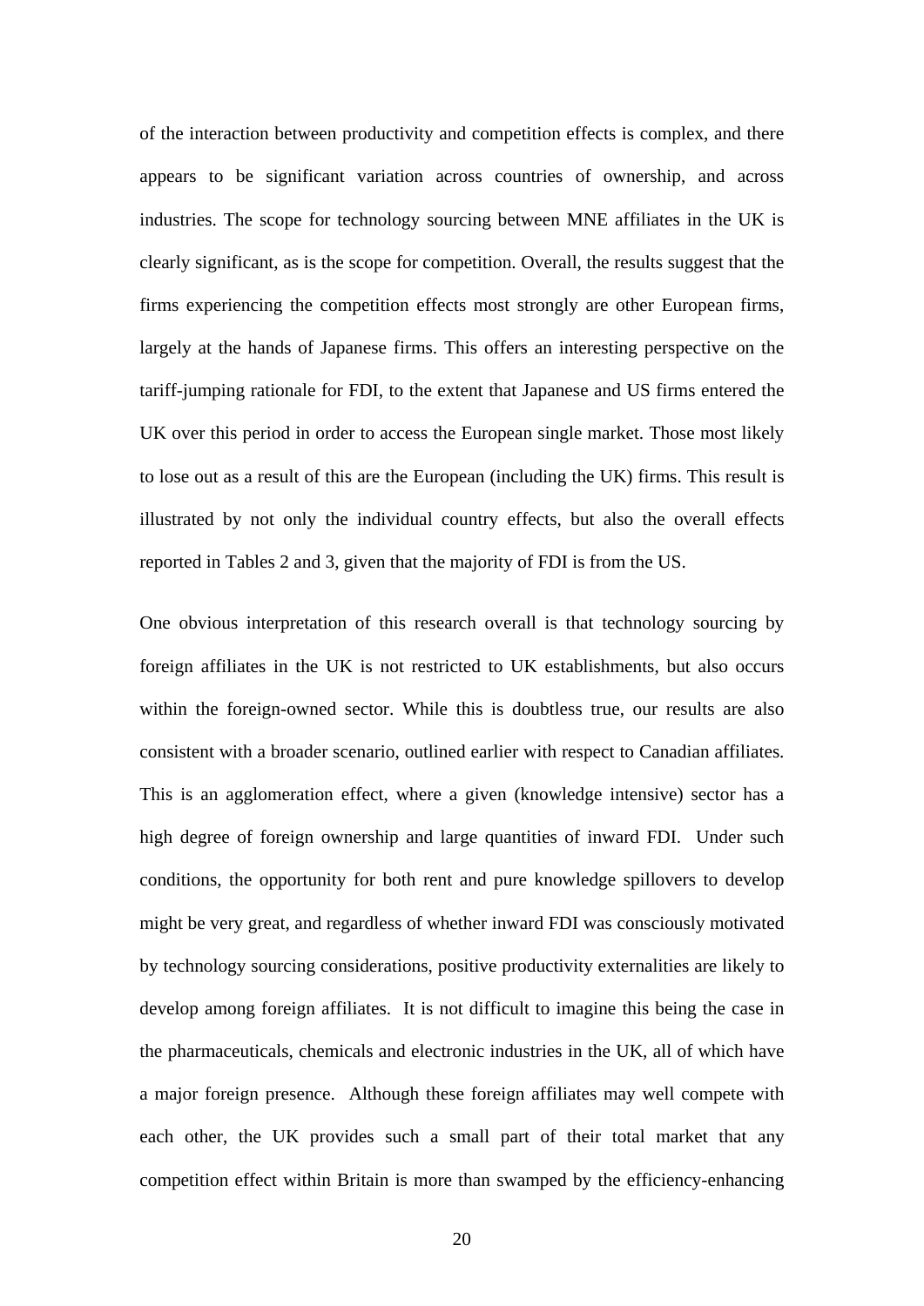of the interaction between productivity and competition effects is complex, and there appears to be significant variation across countries of ownership, and across industries. The scope for technology sourcing between MNE affiliates in the UK is clearly significant, as is the scope for competition. Overall, the results suggest that the firms experiencing the competition effects most strongly are other European firms, largely at the hands of Japanese firms. This offers an interesting perspective on the tariff-jumping rationale for FDI, to the extent that Japanese and US firms entered the UK over this period in order to access the European single market. Those most likely to lose out as a result of this are the European (including the UK) firms. This result is illustrated by not only the individual country effects, but also the overall effects reported in Tables 2 and 3, given that the majority of FDI is from the US.

One obvious interpretation of this research overall is that technology sourcing by foreign affiliates in the UK is not restricted to UK establishments, but also occurs within the foreign-owned sector. While this is doubtless true, our results are also consistent with a broader scenario, outlined earlier with respect to Canadian affiliates. This is an agglomeration effect, where a given (knowledge intensive) sector has a high degree of foreign ownership and large quantities of inward FDI. Under such conditions, the opportunity for both rent and pure knowledge spillovers to develop might be very great, and regardless of whether inward FDI was consciously motivated by technology sourcing considerations, positive productivity externalities are likely to develop among foreign affiliates. It is not difficult to imagine this being the case in the pharmaceuticals, chemicals and electronic industries in the UK, all of which have a major foreign presence. Although these foreign affiliates may well compete with each other, the UK provides such a small part of their total market that any competition effect within Britain is more than swamped by the efficiency-enhancing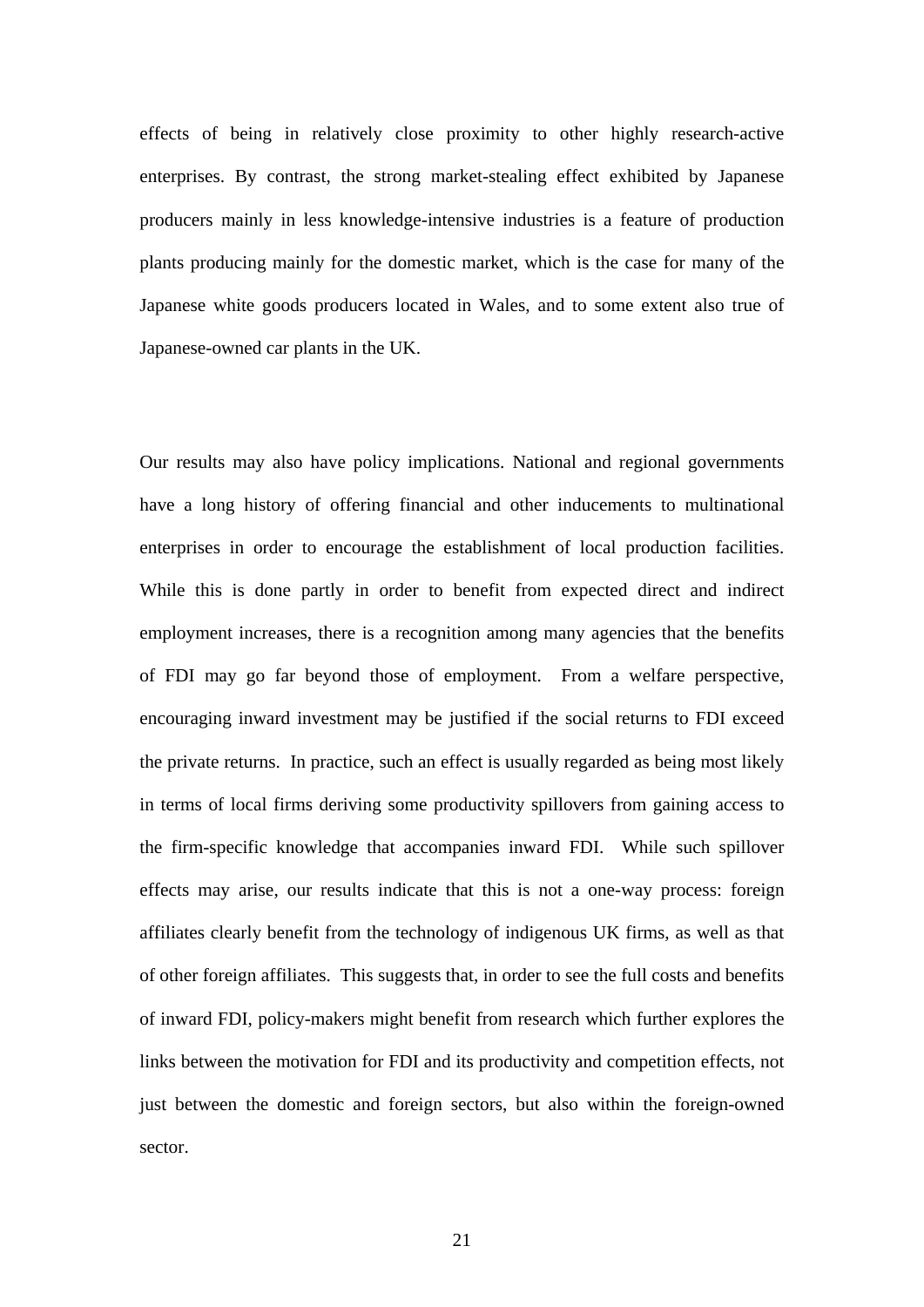effects of being in relatively close proximity to other highly research-active enterprises. By contrast, the strong market-stealing effect exhibited by Japanese producers mainly in less knowledge-intensive industries is a feature of production plants producing mainly for the domestic market, which is the case for many of the Japanese white goods producers located in Wales, and to some extent also true of Japanese-owned car plants in the UK.

Our results may also have policy implications. National and regional governments have a long history of offering financial and other inducements to multinational enterprises in order to encourage the establishment of local production facilities. While this is done partly in order to benefit from expected direct and indirect employment increases, there is a recognition among many agencies that the benefits of FDI may go far beyond those of employment. From a welfare perspective, encouraging inward investment may be justified if the social returns to FDI exceed the private returns. In practice, such an effect is usually regarded as being most likely in terms of local firms deriving some productivity spillovers from gaining access to the firm-specific knowledge that accompanies inward FDI. While such spillover effects may arise, our results indicate that this is not a one-way process: foreign affiliates clearly benefit from the technology of indigenous UK firms, as well as that of other foreign affiliates. This suggests that, in order to see the full costs and benefits of inward FDI, policy-makers might benefit from research which further explores the links between the motivation for FDI and its productivity and competition effects, not just between the domestic and foreign sectors, but also within the foreign-owned sector.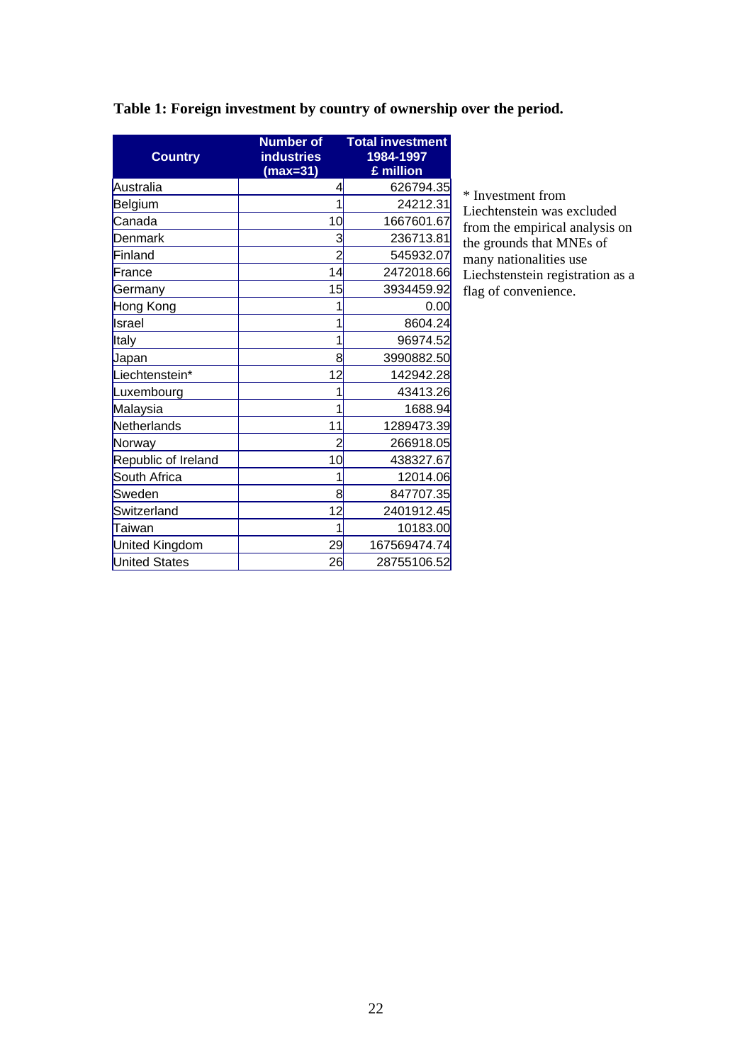**Table 1: Foreign investment by country of ownership over the period.**

| Country | Number of industries (max=31) | Total investment 1984-1997 £ million |
|---|---|---|
| Australia | 4 | 626794.35 |
| Belgium | 1 | 24212.31 |
| Canada | 10 | 1667601.67 |
| Denmark | 3 | 236713.81 |
| Finland | 2 | 545932.07 |
| France | 14 | 2472018.66 |
| Germany | 15 | 3934459.92 |
| Hong Kong | 1 | 0.00 |
| Israel | 1 | 8604.24 |
| Italy | 1 | 96974.52 |
| Japan | 8 | 3990882.50 |
| Liechtenstein* | 12 | 142942.28 |
| Luxembourg | 1 | 43413.26 |
| Malaysia | 1 | 1688.94 |
| Netherlands | 11 | 1289473.39 |
| Norway | 2 | 266918.05 |
| Republic of Ireland | 10 | 438327.67 |
| South Africa | 1 | 12014.06 |
| Sweden | 8 | 847707.35 |
| Switzerland | 12 | 2401912.45 |
| Taiwan | 1 | 10183.00 |
| United Kingdom | 29 | 167569474.74 |
| United States | 26 | 28755106.52 |

* Investment from Liechtenstein was excluded from the empirical analysis on the grounds that MNEs of many nationalities use Liechtenstein registration as a flag of convenience.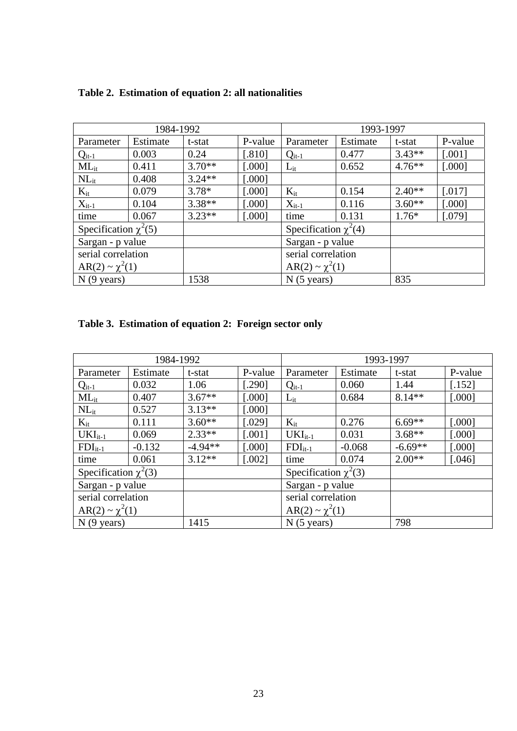**Table 2. Estimation of equation 2: all nationalities**

| 1984-1992 | | | | 1993-1997 | | | |
|---|---|---|---|---|---|---|---|
| Parameter | Estimate | t-stat | P-value | Parameter | Estimate | t-stat | P-value |
| $Q_{it-1}$ | 0.003 | 0.24 | [.810] | $Q_{it-1}$ | 0.477 | 3.43** | [.001] |
| $ML_{it}$ | 0.411 | 3.70** | [.000] | $L_{it}$ | 0.652 | 4.76** | [.000] |
| $NL_{it}$ | 0.408 | 3.24** | [.000] | | | | |
| $K_{it}$ | 0.079 | 3.78* | [.000] | $K_{it}$ | 0.154 | 2.40** | [.017] |
| $X_{it-1}$ | 0.104 | 3.38** | [.000] | $X_{it-1}$ | 0.116 | 3.60** | [.000] |
| time | 0.067 | 3.23** | [.000] | time | 0.131 | 1.76* | [.079] |
| Specification $\chi^2(5)$ | | | | Specification $\chi^2(4)$ | | | |
| Sargan - p value | | | | Sargan - p value | | | |
| serial correlation $AR(2) \sim \chi^2(1)$ | | | | serial correlation $AR(2) \sim \chi^2(1)$ | | | |
| N (9 years) | | 1538 | | N (5 years) | | 835 | |

**Table 3. Estimation of equation 2: Foreign sector only**

| 1984-1992 | | | | 1993-1997 | | | |
|---|---|---|---|---|---|---|---|
| Parameter | Estimate | t-stat | P-value | Parameter | Estimate | t-stat | P-value |
| $Q_{it-1}$ | 0.032 | 1.06 | [.290] | $Q_{it-1}$ | 0.060 | 1.44 | [.152] |
| $ML_{it}$ | 0.407 | 3.67** | [.000] | $L_{it}$ | 0.684 | 8.14** | [.000] |
| $NL_{it}$ | 0.527 | 3.13** | [.000] | | | | |
| $K_{it}$ | 0.111 | 3.60** | [.029] | $K_{it}$ | 0.276 | 6.69** | [.000] |
| $UKI_{it-1}$ | 0.069 | 2.33** | [.001] | $UKI_{it-1}$ | 0.031 | 3.68** | [.000] |
| $FDI_{it-1}$ | -0.132 | -4.94** | [.000] | $FDI_{it-1}$ | -0.068 | -6.69** | [.000] |
| time | 0.061 | 3.12** | [.002] | time | 0.074 | 2.00** | [.046] |
| Specification $\chi^2(3)$ | | | | Specification $\chi^2(3)$ | | | |
| Sargan - p value | | | | Sargan - p value | | | |
| serial correlation $AR(2) \sim \chi^2(1)$ | | | | serial correlation $AR(2) \sim \chi^2(1)$ | | | |
| N (9 years) | | 1415 | | N (5 years) | | 798 | |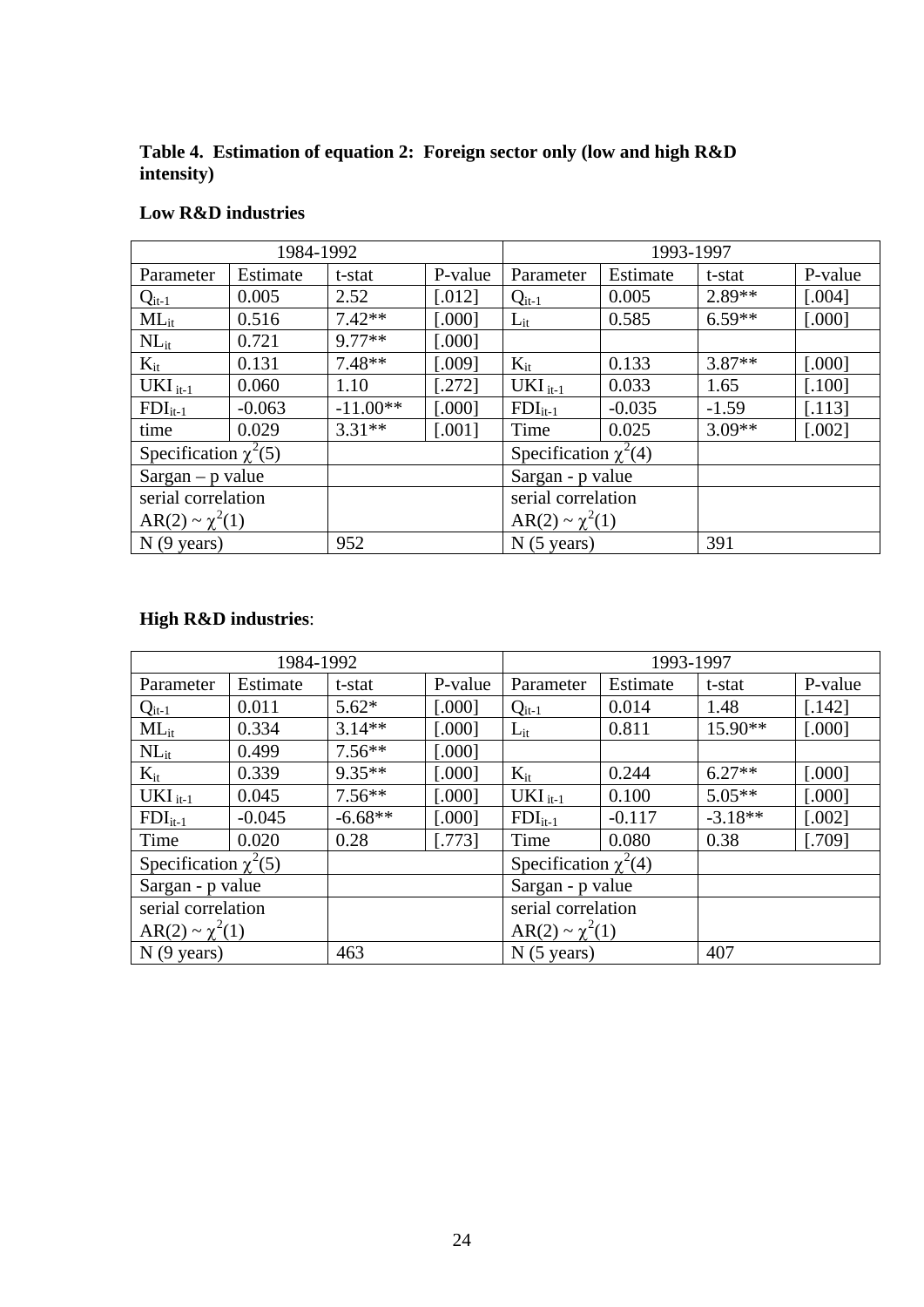**Table 4. Estimation of equation 2: Foreign sector only (low and high R&D intensity)**

**Low R&D industries**

| 1984-1992 | | | | 1993-1997 | | | |
|---|---|---|---|---|---|---|---|
| Parameter | Estimate | t-stat | P-value | Parameter | Estimate | t-stat | P-value |
| $Q_{it-1}$ | 0.005 | 2.52 | [.012] | $Q_{it-1}$ | 0.005 | 2.89** | [.004] |
| $ML_{it}$ | 0.516 | 7.42** | [.000] | $L_{it}$ | 0.585 | 6.59** | [.000] |
| $NL_{it}$ | 0.721 | 9.77** | [.000] | | | | |
| $K_{it}$ | 0.131 | 7.48** | [.009] | $K_{it}$ | 0.133 | 3.87** | [.000] |
| $UKI_{it-1}$ | 0.060 | 1.10 | [.272] | $UKI_{it-1}$ | 0.033 | 1.65 | [.100] |
| $FDI_{it-1}$ | -0.063 | -11.00** | [.000] | $FDI_{it-1}$ | -0.035 | -1.59 | [.113] |
| time | 0.029 | 3.31** | [.001] | Time | 0.025 | 3.09** | [.002] |
| Specification $\chi^2(5)$ | | | | Specification $\chi^2(4)$ | | | |
| Sargan – p value | | | | Sargan - p value | | | |
| serial correlation AR(2) ~ $\chi^2(1)$ | | | | serial correlation AR(2) ~ $\chi^2(1)$ | | | |
| N (9 years) | | 952 | | N (5 years) | | 391 | |

**High R&D industries**:

| 1984-1992 | | | | 1993-1997 | | | |
|---|---|---|---|---|---|---|---|
| Parameter | Estimate | t-stat | P-value | Parameter | Estimate | t-stat | P-value |
| $Q_{it-1}$ | 0.011 | 5.62* | [.000] | $Q_{it-1}$ | 0.014 | 1.48 | [.142] |
| $ML_{it}$ | 0.334 | 3.14** | [.000] | $L_{it}$ | 0.811 | 15.90** | [.000] |
| $NL_{it}$ | 0.499 | 7.56** | [.000] | | | | |
| $K_{it}$ | 0.339 | 9.35** | [.000] | $K_{it}$ | 0.244 | 6.27** | [.000] |
| $UKI_{it-1}$ | 0.045 | 7.56** | [.000] | $UKI_{it-1}$ | 0.100 | 5.05** | [.000] |
| $FDI_{it-1}$ | -0.045 | -6.68** | [.000] | $FDI_{it-1}$ | -0.117 | -3.18** | [.002] |
| Time | 0.020 | 0.28 | [.773] | Time | 0.080 | 0.38 | [.709] |
| Specification $\chi^2(5)$ | | | | Specification $\chi^2(4)$ | | | |
| Sargan - p value | | | | Sargan - p value | | | |
| serial correlation AR(2) ~ $\chi^2(1)$ | | | | serial correlation AR(2) ~ $\chi^2(1)$ | | | |
| N (9 years) | | 463 | | N (5 years) | | 407 | |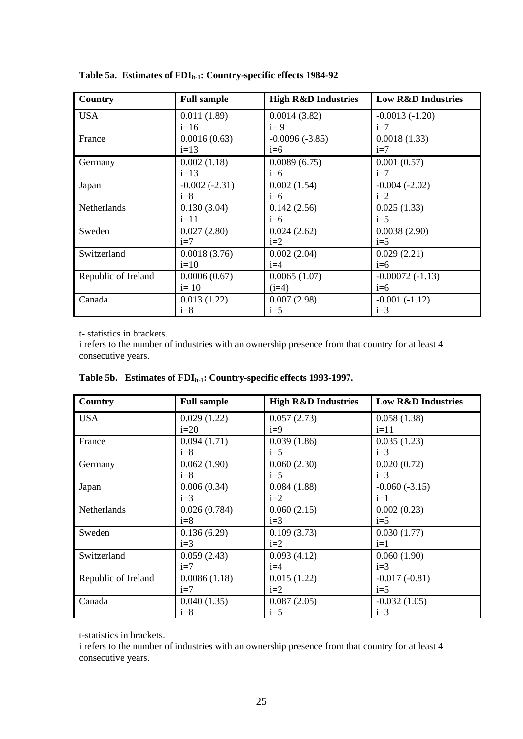**Table 5a. Estimates of $FDI_{it-1}$: Country-specific effects 1984-92**

| Country | Full sample | High R&D Industries | Low R&D Industries |
|---|---|---|---|
| USA | 0.011 (1.89)<br>i=16 | 0.0014 (3.82)<br>i= 9 | -0.0013 (-1.20)<br>i=7 |
| France | 0.0016 (0.63)<br>i=13 | -0.0096 (-3.85)<br>i=6 | 0.0018 (1.33)<br>i=7 |
| Germany | 0.002 (1.18)<br>i=13 | 0.0089 (6.75)<br>i=6 | 0.001 (0.57)<br>i=7 |
| Japan | -0.002 (-2.31)<br>i=8 | 0.002 (1.54)<br>i=6 | -0.004 (-2.02)<br>i=2 |
| Netherlands | 0.130 (3.04)<br>i=11 | 0.142 (2.56)<br>i=6 | 0.025 (1.33)<br>i=5 |
| Sweden | 0.027 (2.80)<br>i=7 | 0.024 (2.62)<br>i=2 | 0.0038 (2.90)<br>i=5 |
| Switzerland | 0.0018 (3.76)<br>i=10 | 0.002 (2.04)<br>i=4 | 0.029 (2.21)<br>i=6 |
| Republic of Ireland | 0.0006 (0.67)<br>i= 10 | 0.0065 (1.07)<br>(i=4) | -0.00072 (-1.13)<br>i=6 |
| Canada | 0.013 (1.22)<br>i=8 | 0.007 (2.98)<br>i=5 | -0.001 (-1.12)<br>i=3 |

t- statistics in brackets.
i refers to the number of industries with an ownership presence from that country for at least 4 consecutive years.

**Table 5b. Estimates of $FDI_{it-1}$: Country-specific effects 1993-1997.**

| Country | Full sample | High R&D Industries | Low R&D Industries |
|---|---|---|---|
| USA | 0.029 (1.22)<br>i=20 | 0.057 (2.73)<br>i=9 | 0.058 (1.38)<br>i=11 |
| France | 0.094 (1.71)<br>i=8 | 0.039 (1.86)<br>i=5 | 0.035 (1.23)<br>i=3 |
| Germany | 0.062 (1.90)<br>i=8 | 0.060 (2.30)<br>i=5 | 0.020 (0.72)<br>i=3 |
| Japan | 0.006 (0.34)<br>i=3 | 0.084 (1.88)<br>i=2 | -0.060 (-3.15)<br>i=1 |
| Netherlands | 0.026 (0.784)<br>i=8 | 0.060 (2.15)<br>i=3 | 0.002 (0.23)<br>i=5 |
| Sweden | 0.136 (6.29)<br>i=3 | 0.109 (3.73)<br>i=2 | 0.030 (1.77)<br>i=1 |
| Switzerland | 0.059 (2.43)<br>i=7 | 0.093 (4.12)<br>i=4 | 0.060 (1.90)<br>i=3 |
| Republic of Ireland | 0.0086 (1.18)<br>i=7 | 0.015 (1.22)<br>i=2 | -0.017 (-0.81)<br>i=5 |
| Canada | 0.040 (1.35)<br>i=8 | 0.087 (2.05)<br>i=5 | -0.032 (1.05)<br>i=3 |

t-statistics in brackets.
i refers to the number of industries with an ownership presence from that country for at least 4 consecutive years.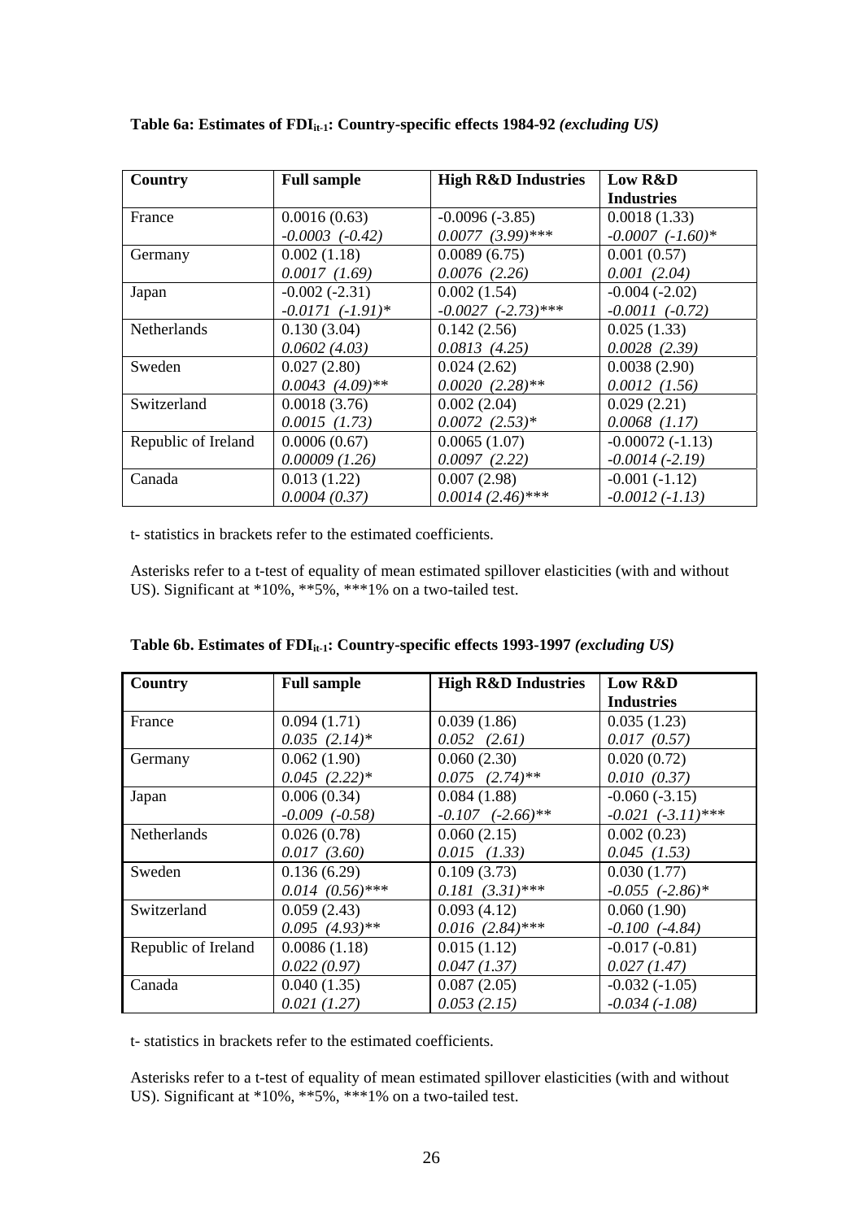**Table 6a: Estimates of $FDI_{it-1}$: Country-specific effects 1984-92 *(excluding US)***

| Country | Full sample | High R&D Industries | Low R&D Industries |
|---|---|---|---|
| France | 0.0016 (0.63)<br>*-0.0003 (-0.42)* | -0.0096 (-3.85)<br>*0.0077 (3.99)**** | 0.0018 (1.33)<br>*-0.0007 (-1.60)** |
| Germany | 0.002 (1.18)<br>*0.0017 (1.69)* | 0.0089 (6.75)<br>*0.0076 (2.26)* | 0.001 (0.57)<br>*0.001 (2.04)* |
| Japan | -0.002 (-2.31)<br>*-0.0171 (-1.91)** | 0.002 (1.54)<br>*-0.0027 (-2.73)**** | -0.004 (-2.02)<br>*-0.0011 (-0.72)* |
| Netherlands | 0.130 (3.04)<br>*0.0602 (4.03)* | 0.142 (2.56)<br>*0.0813 (4.25)* | 0.025 (1.33)<br>*0.0028 (2.39)* |
| Sweden | 0.027 (2.80)<br>*0.0043 (4.09)*** | 0.024 (2.62)<br>*0.0020 (2.28)*** | 0.0038 (2.90)<br>*0.0012 (1.56)* |
| Switzerland | 0.0018 (3.76)<br>*0.0015 (1.73)* | 0.002 (2.04)<br>*0.0072 (2.53)** | 0.029 (2.21)<br>*0.0068 (1.17)* |
| Republic of Ireland | 0.0006 (0.67)<br>*0.00009 (1.26)* | 0.0065 (1.07)<br>*0.0097 (2.22)* | -0.00072 (-1.13)<br>*-0.0014 (-2.19)* |
| Canada | 0.013 (1.22)<br>*0.0004 (0.37)* | 0.007 (2.98)<br>*0.0014 (2.46)**** | -0.001 (-1.12)<br>*-0.0012 (-1.13)* |

t- statistics in brackets refer to the estimated coefficients.

Asterisks refer to a t-test of equality of mean estimated spillover elasticities (with and without US). Significant at *10%, **5%, ***1% on a two-tailed test.

**Table 6b. Estimates of $FDI_{it-1}$: Country-specific effects 1993-1997 *(excluding US)***

| Country | Full sample | High R&D Industries | Low R&D Industries |
|---|---|---|---|
| France | 0.094 (1.71)<br>*0.035 (2.14)** | 0.039 (1.86)<br>*0.052 (2.61)* | 0.035 (1.23)<br>*0.017 (0.57)* |
| Germany | 0.062 (1.90)<br>*0.045 (2.22)** | 0.060 (2.30)<br>*0.075 (2.74)*** | 0.020 (0.72)<br>*0.010 (0.37)* |
| Japan | 0.006 (0.34)<br>*-0.009 (-0.58)* | 0.084 (1.88)<br>*-0.107 (-2.66)*** | -0.060 (-3.15)<br>*-0.021 (-3.11)**** |
| Netherlands | 0.026 (0.78)<br>*0.017 (3.60)* | 0.060 (2.15)<br>*0.015 (1.33)* | 0.002 (0.23)<br>*0.045 (1.53)* |
| Sweden | 0.136 (6.29)<br>*0.014 (0.56)**** | 0.109 (3.73)<br>*0.181 (3.31)**** | 0.030 (1.77)<br>*-0.055 (-2.86)** |
| Switzerland | 0.059 (2.43)<br>*0.095 (4.93)*** | 0.093 (4.12)<br>*0.016 (2.84)**** | 0.060 (1.90)<br>*-0.100 (-4.84)* |
| Republic of Ireland | 0.0086 (1.18)<br>*0.022 (0.97)* | 0.015 (1.12)<br>*0.047 (1.37)* | -0.017 (-0.81)<br>*0.027 (1.47)* |
| Canada | 0.040 (1.35)<br>*0.021 (1.27)* | 0.087 (2.05)<br>*0.053 (2.15)* | -0.032 (-1.05)<br>*-0.034 (-1.08)* |

t- statistics in brackets refer to the estimated coefficients.

Asterisks refer to a t-test of equality of mean estimated spillover elasticities (with and without US). Significant at *10%, **5%, ***1% on a two-tailed test.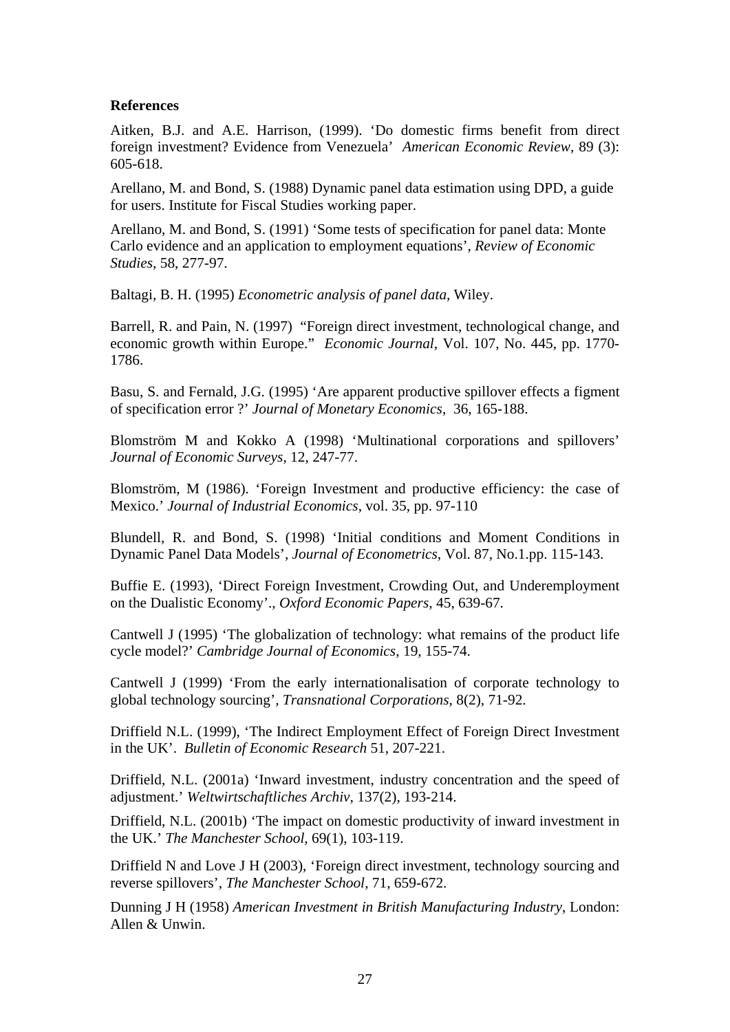**References**

Aitken, B.J. and A.E. Harrison, (1999). 'Do domestic firms benefit from direct foreign investment? Evidence from Venezuela' *American Economic Review*, 89 (3): 605-618.

Arellano, M. and Bond, S. (1988) Dynamic panel data estimation using DPD, a guide for users. Institute for Fiscal Studies working paper.

Arellano, M. and Bond, S. (1991) 'Some tests of specification for panel data: Monte Carlo evidence and an application to employment equations', *Review of Economic Studies*, 58, 277-97.

Baltagi, B. H. (1995) *Econometric analysis of panel data*, Wiley.

Barrell, R. and Pain, N. (1997) "Foreign direct investment, technological change, and economic growth within Europe." *Economic Journal*, Vol. 107, No. 445, pp. 1770-1786.

Basu, S. and Fernald, J.G. (1995) 'Are apparent productive spillover effects a figment of specification error ?' *Journal of Monetary Economics*, 36, 165-188.

Blomström M and Kokko A (1998) 'Multinational corporations and spillovers' *Journal of Economic Surveys*, 12, 247-77.

Blomström, M (1986). 'Foreign Investment and productive efficiency: the case of Mexico.' *Journal of Industrial Economics*, vol. 35, pp. 97-110

Blundell, R. and Bond, S. (1998) 'Initial conditions and Moment Conditions in Dynamic Panel Data Models', *Journal of Econometrics*, Vol. 87, No.1.pp. 115-143.

Buffie E. (1993), 'Direct Foreign Investment, Crowding Out, and Underemployment on the Dualistic Economy'., *Oxford Economic Papers*, 45, 639-67.

Cantwell J (1995) 'The globalization of technology: what remains of the product life cycle model?' *Cambridge Journal of Economics*, 19, 155-74.

Cantwell J (1999) 'From the early internationalisation of corporate technology to global technology sourcing', *Transnational Corporations*, 8(2), 71-92.

Driffield N.L. (1999), 'The Indirect Employment Effect of Foreign Direct Investment in the UK'. *Bulletin of Economic Research* 51, 207-221.

Driffield, N.L. (2001a) 'Inward investment, industry concentration and the speed of adjustment.' *Weltwirtschaftliches Archiv*, 137(2), 193-214.

Driffield, N.L. (2001b) 'The impact on domestic productivity of inward investment in the UK.' *The Manchester School*, 69(1), 103-119.

Driffield N and Love J H (2003), 'Foreign direct investment, technology sourcing and reverse spillovers', *The Manchester School*, 71, 659-672.

Dunning J H (1958) *American Investment in British Manufacturing Industry*, London: Allen & Unwin.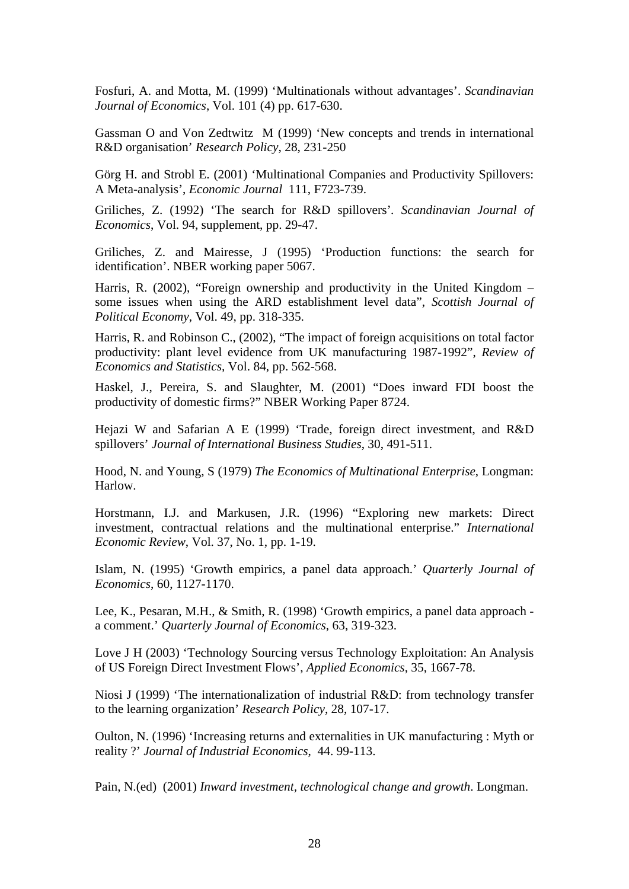Fosfuri, A. and Motta, M. (1999) 'Multinationals without advantages'. *Scandinavian Journal of Economics*, Vol. 101 (4) pp. 617-630.

Gassman O and Von Zedtwitz M (1999) 'New concepts and trends in international R&D organisation' *Research Policy*, 28, 231-250

Görg H. and Strobl E. (2001) 'Multinational Companies and Productivity Spillovers: A Meta-analysis', *Economic Journal* 111, F723-739.

Griliches, Z. (1992) 'The search for R&D spillovers'. *Scandinavian Journal of Economics*, Vol. 94, supplement, pp. 29-47.

Griliches, Z. and Mairesse, J (1995) 'Production functions: the search for identification'. NBER working paper 5067.

Harris, R. (2002), "Foreign ownership and productivity in the United Kingdom – some issues when using the ARD establishment level data", *Scottish Journal of Political Economy*, Vol. 49, pp. 318-335.

Harris, R. and Robinson C., (2002), "The impact of foreign acquisitions on total factor productivity: plant level evidence from UK manufacturing 1987-1992", *Review of Economics and Statistics*, Vol. 84, pp. 562-568.

Haskel, J., Pereira, S. and Slaughter, M. (2001) "Does inward FDI boost the productivity of domestic firms?" NBER Working Paper 8724.

Hejazi W and Safarian A E (1999) 'Trade, foreign direct investment, and R&D spillovers' *Journal of International Business Studies*, 30, 491-511.

Hood, N. and Young, S (1979) *The Economics of Multinational Enterprise*, Longman: Harlow.

Horstmann, I.J. and Markusen, J.R. (1996) "Exploring new markets: Direct investment, contractual relations and the multinational enterprise." *International Economic Review*, Vol. 37, No. 1, pp. 1-19.

Islam, N. (1995) 'Growth empirics, a panel data approach.' *Quarterly Journal of Economics*, 60, 1127-1170.

Lee, K., Pesaran, M.H., & Smith, R. (1998) 'Growth empirics, a panel data approach - a comment.' *Quarterly Journal of Economics*, 63, 319-323.

Love J H (2003) 'Technology Sourcing versus Technology Exploitation: An Analysis of US Foreign Direct Investment Flows', *Applied Economics*, 35, 1667-78.

Niosi J (1999) 'The internationalization of industrial R&D: from technology transfer to the learning organization' *Research Policy*, 28, 107-17.

Oulton, N. (1996) 'Increasing returns and externalities in UK manufacturing : Myth or reality ?' *Journal of Industrial Economics*, 44. 99-113.

Pain, N.(ed) (2001) *Inward investment, technological change and growth*. Longman.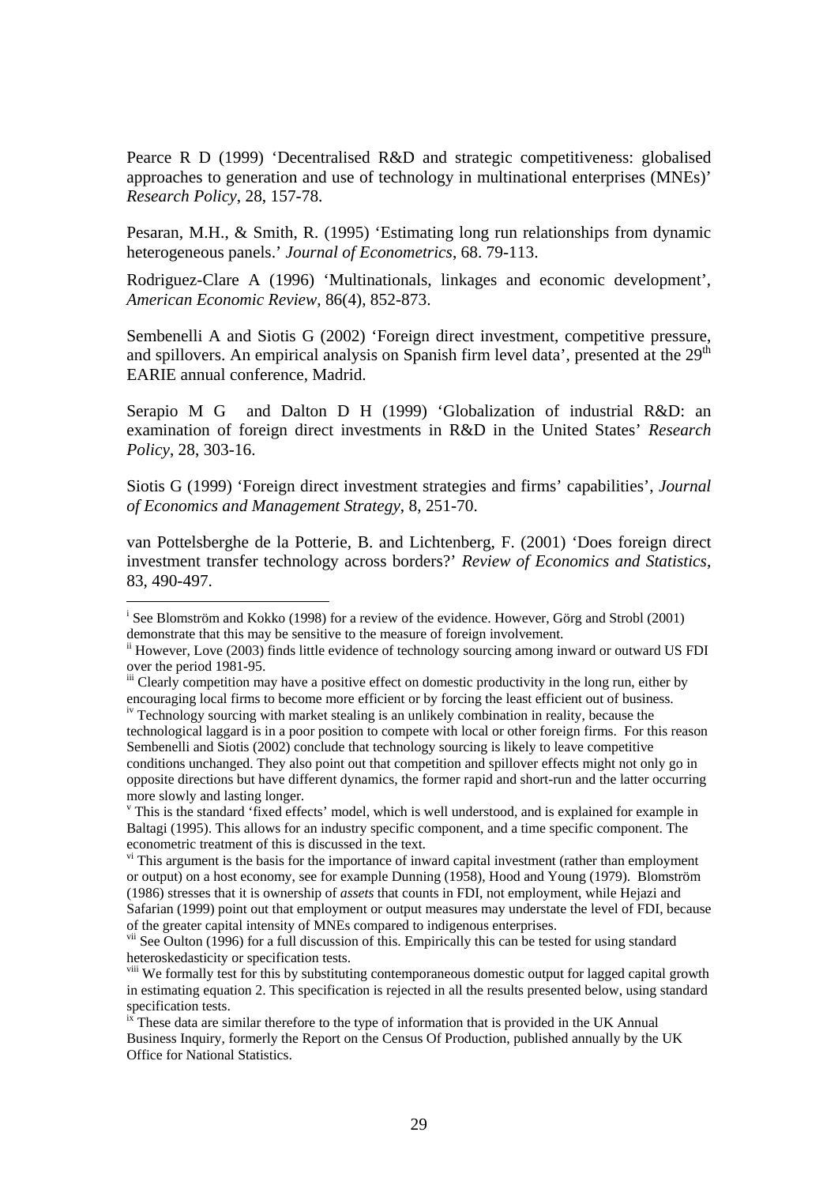Pearce R D (1999) 'Decentralised R&D and strategic competitiveness: globalised approaches to generation and use of technology in multinational enterprises (MNEs)' *Research Policy*, 28, 157-78.

Pesaran, M.H., & Smith, R. (1995) 'Estimating long run relationships from dynamic heterogeneous panels.' *Journal of Econometrics*, 68. 79-113.

Rodriguez-Clare A (1996) 'Multinationals, linkages and economic development', *American Economic Review*, 86(4), 852-873.

Sembenelli A and Siotis G (2002) 'Foreign direct investment, competitive pressure, and spillovers. An empirical analysis on Spanish firm level data', presented at the 29th EARIE annual conference, Madrid.

Serapio M G and Dalton D H (1999) 'Globalization of industrial R&D: an examination of foreign direct investments in R&D in the United States' *Research Policy*, 28, 303-16.

Siotis G (1999) 'Foreign direct investment strategies and firms' capabilities', *Journal of Economics and Management Strategy*, 8, 251-70.

van Pottelsberghe de la Potterie, B. and Lichtenberg, F. (2001) 'Does foreign direct investment transfer technology across borders?' *Review of Economics and Statistics*, 83, 490-497.

---

[i] See Blomström and Kokko (1998) for a review of the evidence. However, Görg and Strobl (2001) demonstrate that this may be sensitive to the measure of foreign involvement.

[ii] However, Love (2003) finds little evidence of technology sourcing among inward or outward US FDI over the period 1981-95.

[iii] Clearly competition may have a positive effect on domestic productivity in the long run, either by encouraging local firms to become more efficient or by forcing the least efficient out of business.

[iv] Technology sourcing with market stealing is an unlikely combination in reality, because the technological laggard is in a poor position to compete with local or other foreign firms. For this reason Sembenelli and Siotis (2002) conclude that technology sourcing is likely to leave competitive conditions unchanged. They also point out that competition and spillover effects might not only go in opposite directions but have different dynamics, the former rapid and short-run and the latter occurring more slowly and lasting longer.

[v] This is the standard 'fixed effects' model, which is well understood, and is explained for example in Baltagi (1995). This allows for an industry specific component, and a time specific component. The econometric treatment of this is discussed in the text.

[vi] This argument is the basis for the importance of inward capital investment (rather than employment or output) on a host economy, see for example Dunning (1958), Hood and Young (1979). Blomström (1986) stresses that it is ownership of *assets* that counts in FDI, not employment, while Hejazi and Safarian (1999) point out that employment or output measures may understate the level of FDI, because of the greater capital intensity of MNEs compared to indigenous enterprises.

[vii] See Oulton (1996) for a full discussion of this. Empirically this can be tested for using standard heteroskedasticity or specification tests.

[viii] We formally test for this by substituting contemporaneous domestic output for lagged capital growth in estimating equation 2. This specification is rejected in all the results presented below, using standard specification tests.

[ix] These data are similar therefore to the type of information that is provided in the UK Annual Business Inquiry, formerly the Report on the Census Of Production, published annually by the UK Office for National Statistics.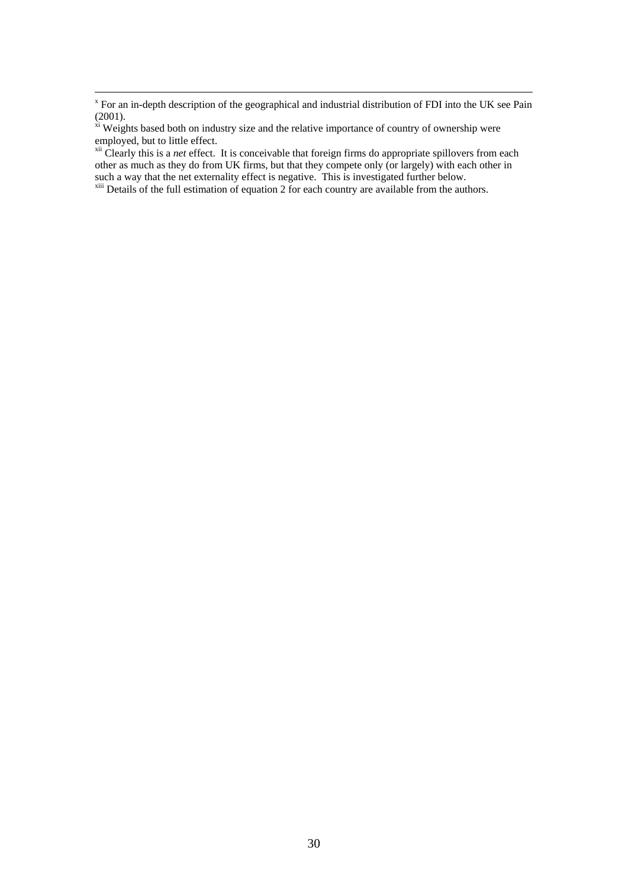[x] For an in-depth description of the geographical and industrial distribution of FDI into the UK see Pain (2001).

[xi] Weights based both on industry size and the relative importance of country of ownership were employed, but to little effect.

[xii] Clearly this is a *net* effect. It is conceivable that foreign firms do appropriate spillovers from each other as much as they do from UK firms, but that they compete only (or largely) with each other in such a way that the net externality effect is negative. This is investigated further below.

[xiii] Details of the full estimation of equation 2 for each country are available from the authors.